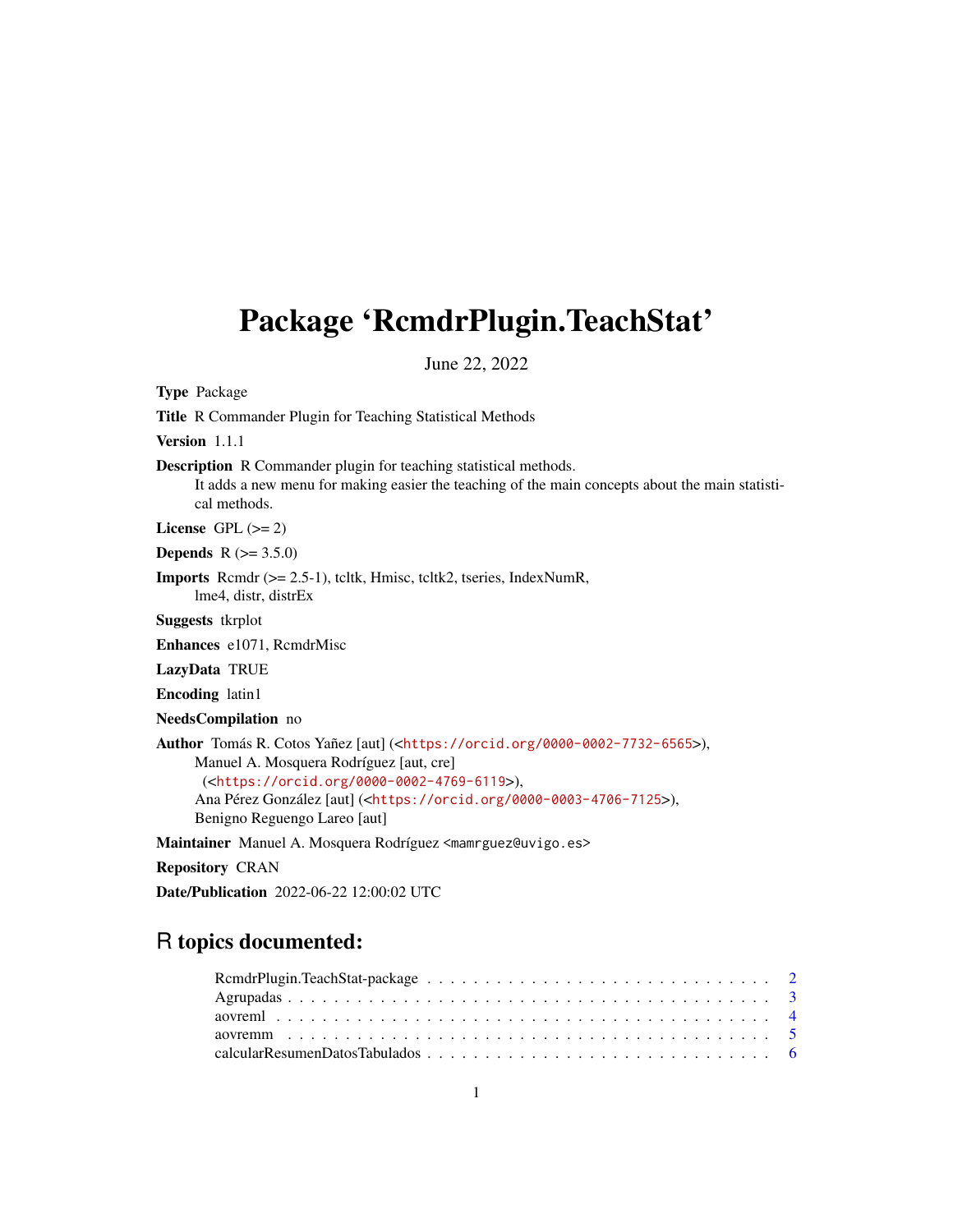# Package 'RcmdrPlugin.TeachStat'

June 22, 2022

**Type** Package

**Title** R Commander Plugin for Teaching Statistical Methods

**Version** 1.1.1

**Description** R Commander plugin for teaching statistical methods.
It adds a new menu for making easier the teaching of the main concepts about the main statistical methods.

**License** GPL (>= 2)

**Depends** R (>= 3.5.0)

**Imports** Rcmdr (>= 2.5-1), tcltk, Hmisc, tcltk2, tseries, IndexNumR, lme4, distr, distrEx

**Suggests** tkrplot

**Enhances** e1071, RcmdrMisc

**LazyData** TRUE

**Encoding** latin1

**NeedsCompilation** no

**Author** Tomás R. Cotos Yañez [aut] (<https://orcid.org/0000-0002-7732-6565>),
Manuel A. Mosquera Rodríguez [aut, cre]
(<https://orcid.org/0000-0002-4769-6119>),
Ana Pérez González [aut] (<https://orcid.org/0000-0003-4706-7125>),
Benigno Reguengo Lareo [aut]

**Maintainer** Manuel A. Mosquera Rodríguez <mamrguez@uvigo.es>

**Repository** CRAN

**Date/Publication** 2022-06-22 12:00:02 UTC

## R topics documented:

- RcmdrPlugin.TeachStat-package . . . . . . . . . . . . . . . . . . . . . . . . . . . . . 2
- Agrupadas . . . . . . . . . . . . . . . . . . . . . . . . . . . . . . . . . . . . . . . . 3
- aovreml . . . . . . . . . . . . . . . . . . . . . . . . . . . . . . . . . . . . . . . . . 4
- aovremm . . . . . . . . . . . . . . . . . . . . . . . . . . . . . . . . . . . . . . . . . 5
- calcularResumenDatosTabulados . . . . . . . . . . . . . . . . . . . . . . . . . . . . . 6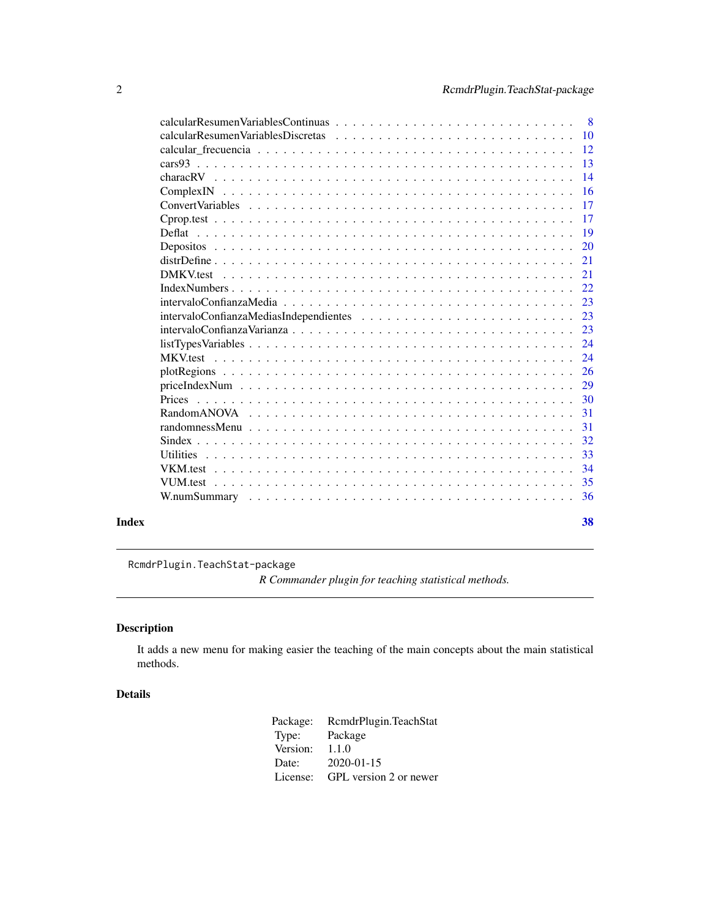calcularResumenVariablesContinuas . . . . . . . . . . . . . . . . . . . . . . . . . . . 8
calcularResumenVariablesDiscretas . . . . . . . . . . . . . . . . . . . . . . . . . . . 10
calcular_frecuencia . . . . . . . . . . . . . . . . . . . . . . . . . . . . . . . . . 12
cars93 . . . . . . . . . . . . . . . . . . . . . . . . . . . . . . . . . . . . . . . 13
characRV . . . . . . . . . . . . . . . . . . . . . . . . . . . . . . . . . . . . . . 14
ComplexIN . . . . . . . . . . . . . . . . . . . . . . . . . . . . . . . . . . . . . 16
ConvertVariables . . . . . . . . . . . . . . . . . . . . . . . . . . . . . . . . . . 17
Cprop.test . . . . . . . . . . . . . . . . . . . . . . . . . . . . . . . . . . . . . 17
Deflat . . . . . . . . . . . . . . . . . . . . . . . . . . . . . . . . . . . . . . . 19
Depositos . . . . . . . . . . . . . . . . . . . . . . . . . . . . . . . . . . . . . 20
distrDefine . . . . . . . . . . . . . . . . . . . . . . . . . . . . . . . . . . . . 21
DMKV.test . . . . . . . . . . . . . . . . . . . . . . . . . . . . . . . . . . . . . 21
IndexNumbers . . . . . . . . . . . . . . . . . . . . . . . . . . . . . . . . . . . 22
intervaloConfianzaMedia . . . . . . . . . . . . . . . . . . . . . . . . . . . . . . 23
intervaloConfianzaMediasIndependientes . . . . . . . . . . . . . . . . . . . . . . 23
intervaloConfianzaVarianza . . . . . . . . . . . . . . . . . . . . . . . . . . . . . 23
listTypesVariables . . . . . . . . . . . . . . . . . . . . . . . . . . . . . . . . . 24
MKV.test . . . . . . . . . . . . . . . . . . . . . . . . . . . . . . . . . . . . . . 24
plotRegions . . . . . . . . . . . . . . . . . . . . . . . . . . . . . . . . . . . . 26
priceIndexNum . . . . . . . . . . . . . . . . . . . . . . . . . . . . . . . . . . . 29
Prices . . . . . . . . . . . . . . . . . . . . . . . . . . . . . . . . . . . . . . . 30
RandomANOVA . . . . . . . . . . . . . . . . . . . . . . . . . . . . . . . . . . . 31
randomnessMenu . . . . . . . . . . . . . . . . . . . . . . . . . . . . . . . . . . 31
Sindex . . . . . . . . . . . . . . . . . . . . . . . . . . . . . . . . . . . . . . . 32
Utilities . . . . . . . . . . . . . . . . . . . . . . . . . . . . . . . . . . . . . . 33
VKM.test . . . . . . . . . . . . . . . . . . . . . . . . . . . . . . . . . . . . . . 34
VUM.test . . . . . . . . . . . . . . . . . . . . . . . . . . . . . . . . . . . . . . 35
W.numSummary . . . . . . . . . . . . . . . . . . . . . . . . . . . . . . . . . . . 36

**Index** **38**

---

`RcmdrPlugin.TeachStat-package`

*R Commander plugin for teaching statistical methods.*

---

## Description

It adds a new menu for making easier the teaching of the main concepts about the main statistical methods.

## Details

| | |
|---|---|
| Package: | RcmdrPlugin.TeachStat |
| Type: | Package |
| Version: | 1.1.0 |
| Date: | 2020-01-15 |
| License: | GPL version 2 or newer |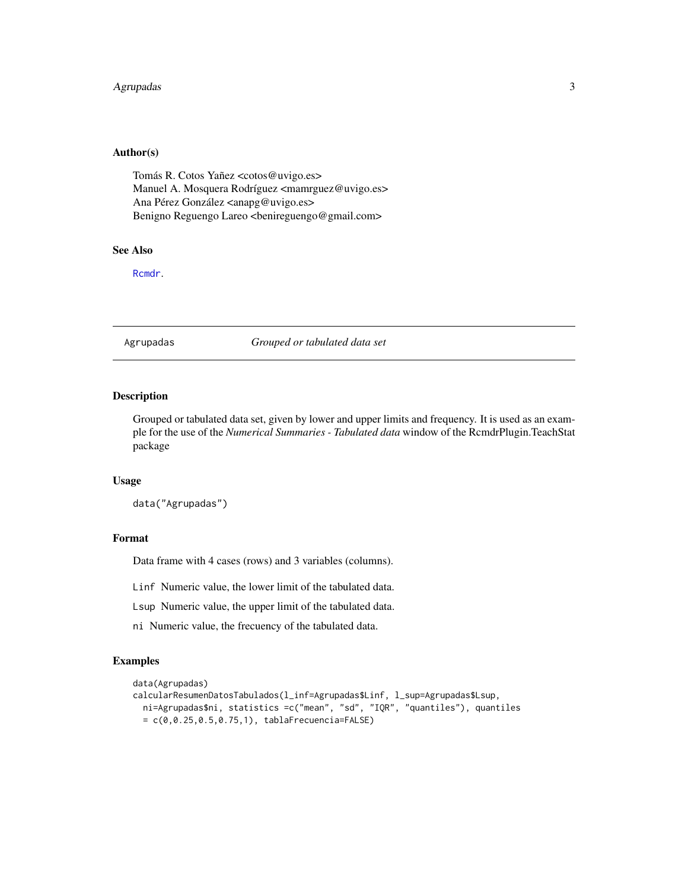### Author(s)

Tomás R. Cotos Yañez <cotos@uvigo.es>
Manuel A. Mosquera Rodríguez <mamrguez@uvigo.es>
Ana Pérez González <anapg@uvigo.es>
Benigno Reguengo Lareo <benireguengo@gmail.com>

### See Also

Rcmdr.

---

## Agrupadas — *Grouped or tabulated data set*

---

### Description

Grouped or tabulated data set, given by lower and upper limits and frequency. It is used as an example for the use of the *Numerical Summaries - Tabulated data* window of the RcmdrPlugin.TeachStat package

### Usage

```
data("Agrupadas")
```

### Format

Data frame with 4 cases (rows) and 3 variables (columns).

`Linf` Numeric value, the lower limit of the tabulated data.

`Lsup` Numeric value, the upper limit of the tabulated data.

`ni` Numeric value, the frecuency of the tabulated data.

### Examples

```
data(Agrupadas)
calcularResumenDatosTabulados(l_inf=Agrupadas$Linf, l_sup=Agrupadas$Lsup,
  ni=Agrupadas$ni, statistics =c("mean", "sd", "IQR", "quantiles"), quantiles
  = c(0,0.25,0.5,0.75,1), tablaFrecuencia=FALSE)
```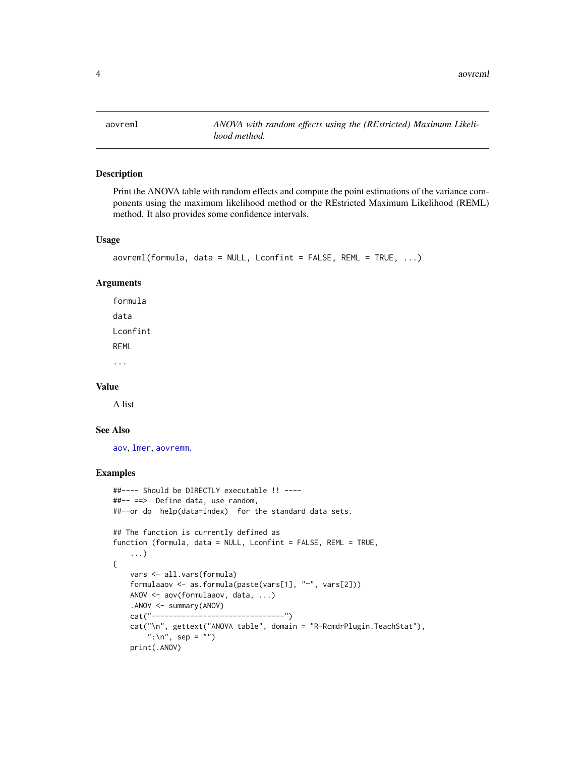# aovreml

*ANOVA with random effects using the (REstricted) Maximum Likelihood method.*

## Description

Print the ANOVA table with random effects and compute the point estimations of the variance components using the maximum likelihood method or the REstricted Maximum Likelihood (REML) method. It also provides some confidence intervals.

## Usage

```
aovreml(formula, data = NULL, Lconfint = FALSE, REML = TRUE, ...)
```

## Arguments

formula

data

Lconfint

REML

...

## Value

A list

## See Also

aov, lmer, aovremm.

## Examples

```
##---- Should be DIRECTLY executable !! ----
##-- ==>  Define data, use random,
##--or do  help(data=index)  for the standard data sets.

## The function is currently defined as
function (formula, data = NULL, Lconfint = FALSE, REML = TRUE,
    ...)
{
    vars <- all.vars(formula)
    formulaaov <- as.formula(paste(vars[1], "~", vars[2]))
    ANOV <- aov(formulaaov, data, ...)
    .ANOV <- summary(ANOV)
    cat("-------------------------------")
    cat("\n", gettext("ANOVA table", domain = "R-RcmdrPlugin.TeachStat"),
        ":\n", sep = "")
    print(.ANOV)
```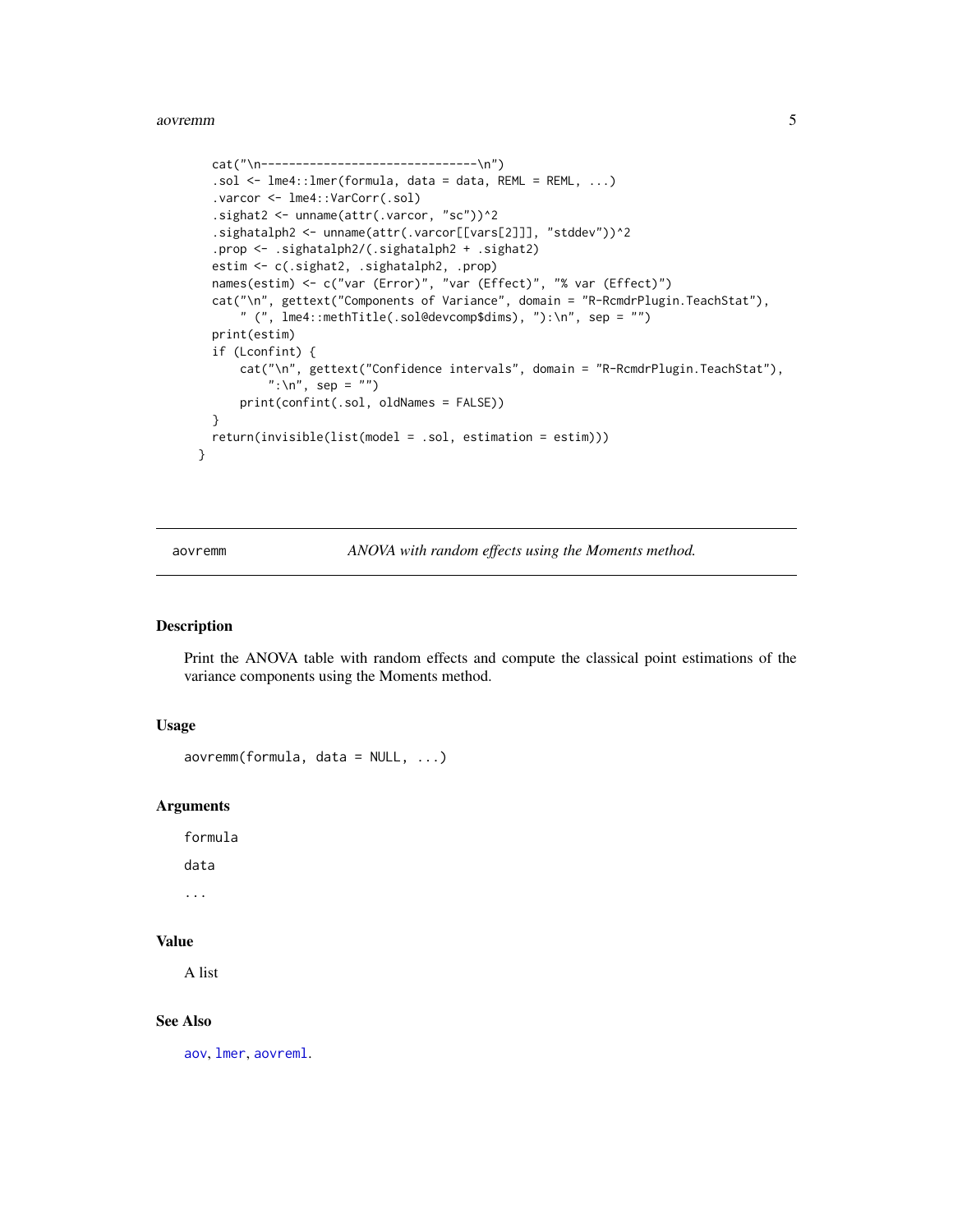```
    cat("\n-------------------------------\n")
    .sol <- lme4::lmer(formula, data = data, REML = REML, ...)
    .varcor <- lme4::VarCorr(.sol)
    .sighat2 <- unname(attr(.varcor, "sc"))^2
    .sighatalph2 <- unname(attr(.varcor[[vars[2]]], "stddev"))^2
    .prop <- .sighatalph2/(.sighatalph2 + .sighat2)
    estim <- c(.sighat2, .sighatalph2, .prop)
    names(estim) <- c("var (Error)", "var (Effect)", "% var (Effect)")
    cat("\n", gettext("Components of Variance", domain = "R-RcmdrPlugin.TeachStat"),
        " (", lme4::methTitle(.sol@devcomp$dims), "):\n", sep = "")
    print(estim)
    if (Lconfint) {
        cat("\n", gettext("Confidence intervals", domain = "R-RcmdrPlugin.TeachStat"),
            ":\n", sep = "")
        print(confint(.sol, oldNames = FALSE))
    }
    return(invisible(list(model = .sol, estimation = estim)))
  }
```

---

## aovremm — *ANOVA with random effects using the Moments method.*

### Description

Print the ANOVA table with random effects and compute the classical point estimations of the variance components using the Moments method.

### Usage

```
aovremm(formula, data = NULL, ...)
```

### Arguments

formula

data

...

### Value

A list

### See Also

aov, lmer, aovreml.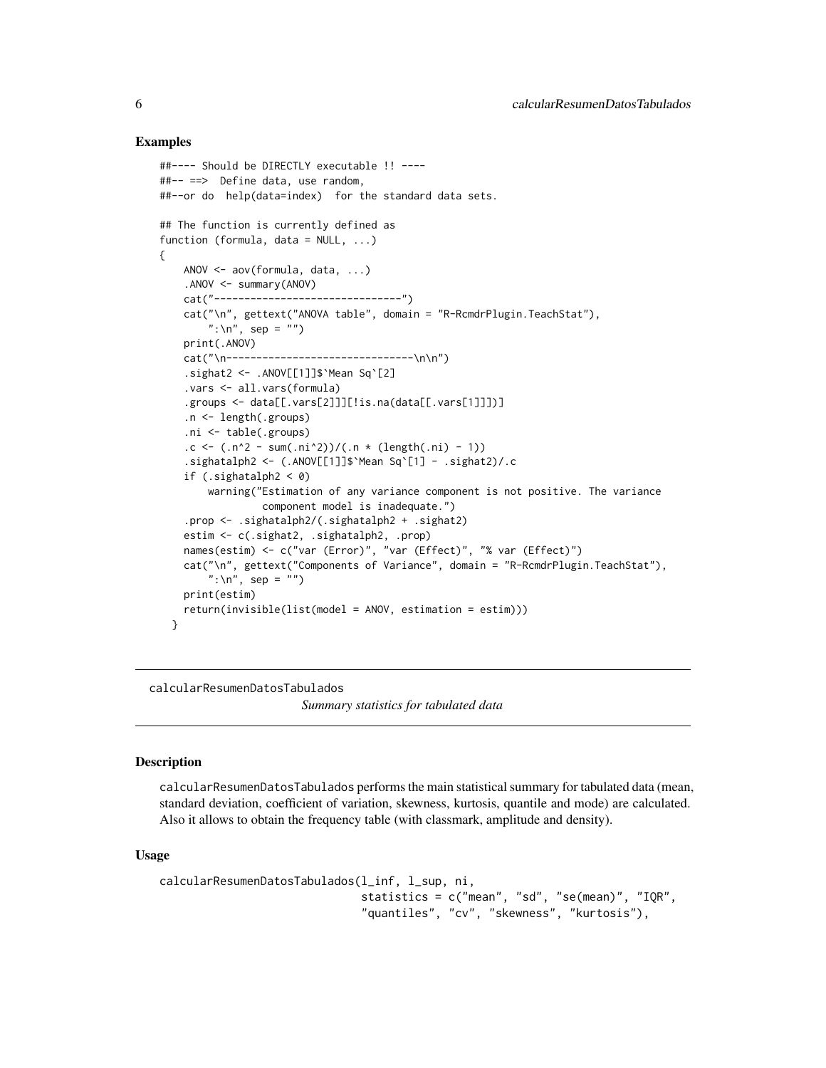### Examples

```
##---- Should be DIRECTLY executable !! ----
##-- ==>  Define data, use random,
##--or do  help(data=index)  for the standard data sets.

## The function is currently defined as
function (formula, data = NULL, ...)
{
    ANOV <- aov(formula, data, ...)
    .ANOV <- summary(ANOV)
    cat("-------------------------------")
    cat("\n", gettext("ANOVA table", domain = "R-RcmdrPlugin.TeachStat"),
        ":\n", sep = "")
    print(.ANOV)
    cat("\n-------------------------------\n\n")
    .sighat2 <- .ANOV[[1]]$`Mean Sq`[2]
    .vars <- all.vars(formula)
    .groups <- data[[.vars[2]]][!is.na(data[[.vars[1]]])]
    .n <- length(.groups)
    .ni <- table(.groups)
    .c <- (.n^2 - sum(.ni^2))/(.n * (length(.ni) - 1))
    .sighatalph2 <- (.ANOV[[1]]$`Mean Sq`[1] - .sighat2)/.c
    if (.sighatalph2 < 0)
        warning("Estimation of any variance component is not positive. The variance
                 component model is inadequate.")
    .prop <- .sighatalph2/(.sighatalph2 + .sighat2)
    estim <- c(.sighat2, .sighatalph2, .prop)
    names(estim) <- c("var (Error)", "var (Effect)", "% var (Effect)")
    cat("\n", gettext("Components of Variance", domain = "R-RcmdrPlugin.TeachStat"),
        ":\n", sep = "")
    print(estim)
    return(invisible(list(model = ANOV, estimation = estim)))
  }
```

---

## calcularResumenDatosTabulados

*Summary statistics for tabulated data*

---

### Description

calcularResumenDatosTabulados performs the main statistical summary for tabulated data (mean, standard deviation, coefficient of variation, skewness, kurtosis, quantile and mode) are calculated. Also it allows to obtain the frequency table (with classmark, amplitude and density).

### Usage

```
calcularResumenDatosTabulados(l_inf, l_sup, ni,
                              statistics = c("mean", "sd", "se(mean)", "IQR",
                              "quantiles", "cv", "skewness", "kurtosis"),
```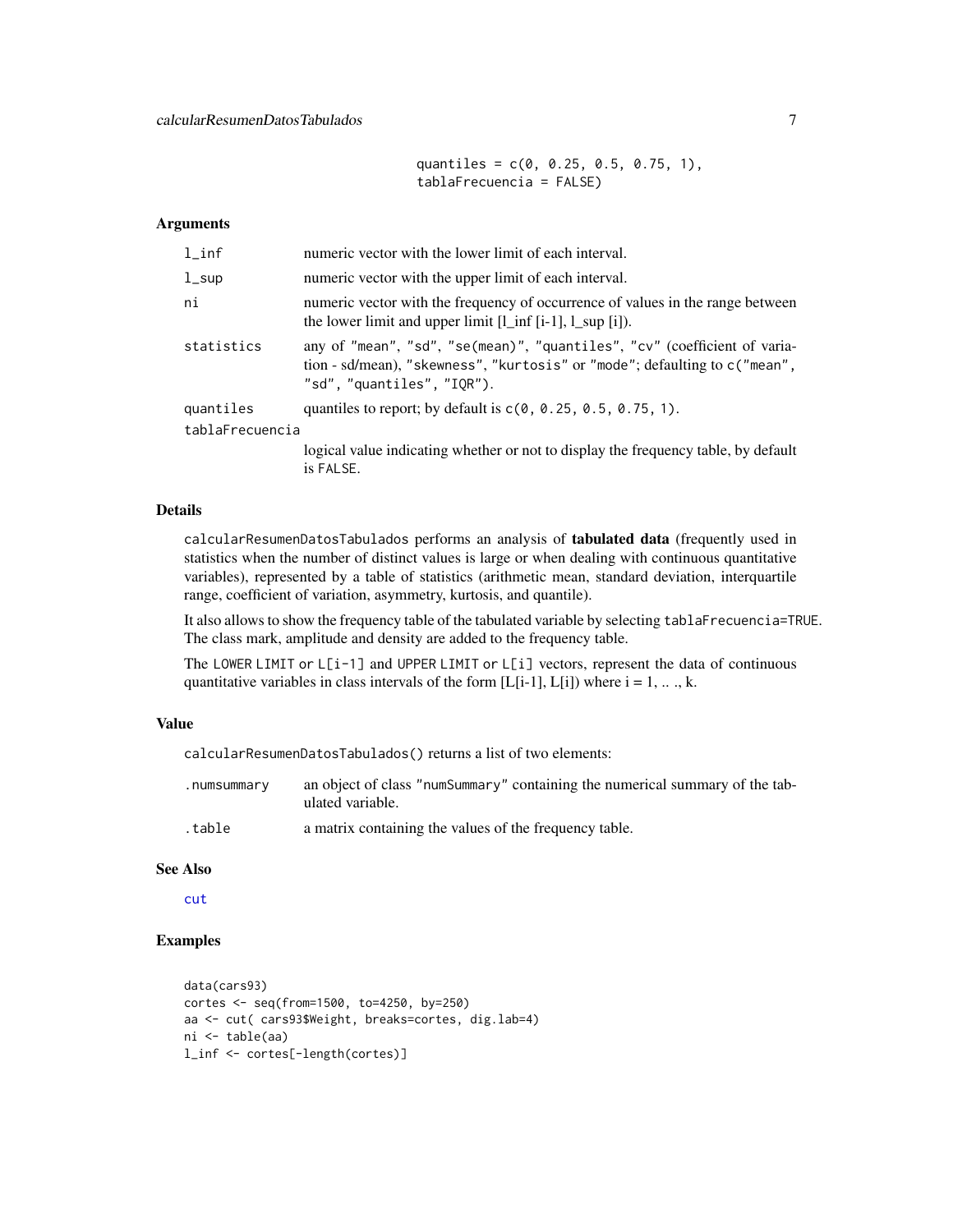```
                    quantiles = c(0, 0.25, 0.5, 0.75, 1),
                    tablaFrecuencia = FALSE)
```

### Arguments

| | |
|---|---|
| `l_inf` | numeric vector with the lower limit of each interval. |
| `l_sup` | numeric vector with the upper limit of each interval. |
| `ni` | numeric vector with the frequency of occurrence of values in the range between the lower limit and upper limit [l_inf [i-1], l_sup [i]). |
| `statistics` | any of "mean", "sd", "se(mean)", "quantiles", "cv" (coefficient of variation - sd/mean), "skewness", "kurtosis" or "mode"; defaulting to c("mean", "sd", "quantiles", "IQR"). |
| `quantiles` | quantiles to report; by default is c(0, 0.25, 0.5, 0.75, 1). |
| `tablaFrecuencia` | logical value indicating whether or not to display the frequency table, by default is FALSE. |

### Details

`calcularResumenDatosTabulados` performs an analysis of **tabulated data** (frequently used in statistics when the number of distinct values is large or when dealing with continuous quantitative variables), represented by a table of statistics (arithmetic mean, standard deviation, interquartile range, coefficient of variation, asymmetry, kurtosis, and quantile).

It also allows to show the frequency table of the tabulated variable by selecting `tablaFrecuencia=TRUE`. The class mark, amplitude and density are added to the frequency table.

The `LOWER LIMIT` or `L[i-1]` and `UPPER LIMIT` or `L[i]` vectors, represent the data of continuous quantitative variables in class intervals of the form [L[i-1], L[i]) where i = 1, .. ., k.

### Value

`calcularResumenDatosTabulados()` returns a list of two elements:

| | |
|---|---|
| `.numsummary` | an object of class "numSummary" containing the numerical summary of the tabulated variable. |
| `.table` | a matrix containing the values of the frequency table. |

### See Also

`cut`

### Examples

```
data(cars93)
cortes <- seq(from=1500, to=4250, by=250)
aa <- cut( cars93$Weight, breaks=cortes, dig.lab=4)
ni <- table(aa)
l_inf <- cortes[-length(cortes)]
```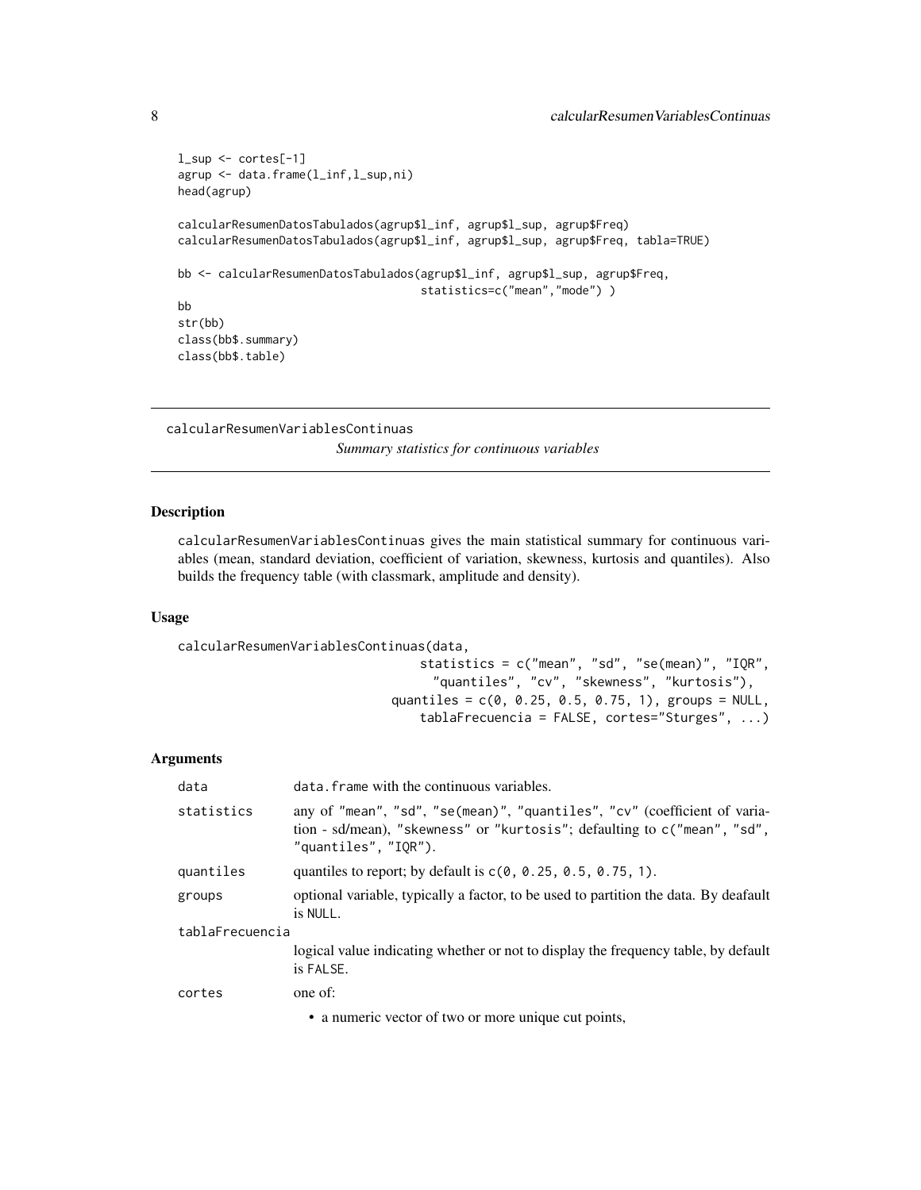```
l_sup <- cortes[-1]
agrup <- data.frame(l_inf,l_sup,ni)
head(agrup)

calcularResumenDatosTabulados(agrup$l_inf, agrup$l_sup, agrup$Freq)
calcularResumenDatosTabulados(agrup$l_inf, agrup$l_sup, agrup$Freq, tabla=TRUE)

bb <- calcularResumenDatosTabulados(agrup$l_inf, agrup$l_sup, agrup$Freq,
                                    statistics=c("mean","mode") )
bb
str(bb)
class(bb$.summary)
class(bb$.table)
```

---

## calcularResumenVariablesContinuas

*Summary statistics for continuous variables*

---

### Description

calcularResumenVariablesContinuas gives the main statistical summary for continuous variables (mean, standard deviation, coefficient of variation, skewness, kurtosis and quantiles). Also builds the frequency table (with classmark, amplitude and density).

### Usage

```
calcularResumenVariablesContinuas(data,
                                  statistics = c("mean", "sd", "se(mean)", "IQR",
                                    "quantiles", "cv", "skewness", "kurtosis"),
                               quantiles = c(0, 0.25, 0.5, 0.75, 1), groups = NULL,
                                  tablaFrecuencia = FALSE, cortes="Sturges", ...)
```

### Arguments

| | |
|---|---|
| data | data.frame with the continuous variables. |
| statistics | any of "mean", "sd", "se(mean)", "quantiles", "cv" (coefficient of variation - sd/mean), "skewness" or "kurtosis"; defaulting to c("mean", "sd", "quantiles", "IQR"). |
| quantiles | quantiles to report; by default is c(0, 0.25, 0.5, 0.75, 1). |
| groups | optional variable, typically a factor, to be used to partition the data. By deafault is NULL. |
| tablaFrecuencia | logical value indicating whether or not to display the frequency table, by default is FALSE. |
| cortes | one of:<br>• a numeric vector of two or more unique cut points, |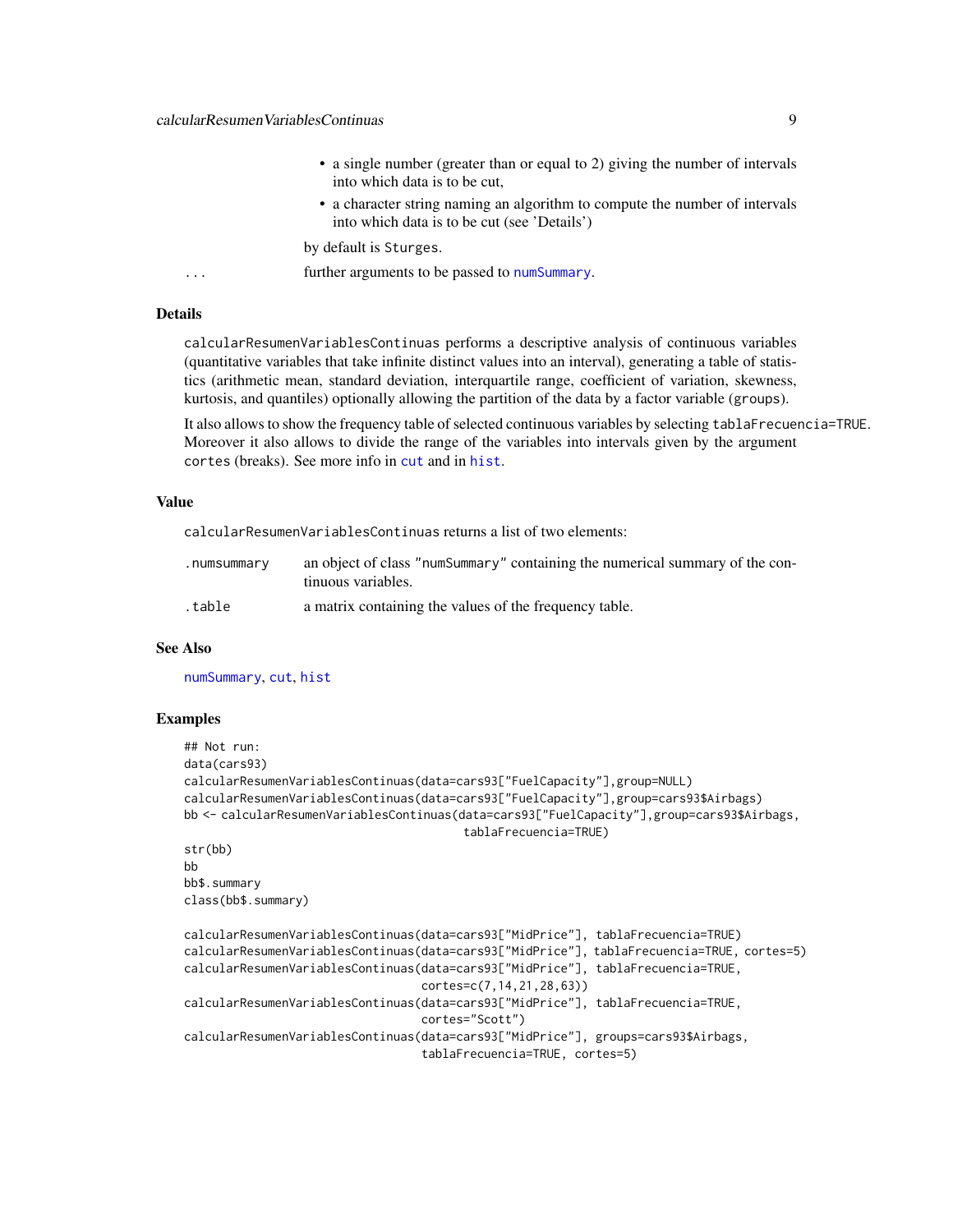- a single number (greater than or equal to 2) giving the number of intervals into which data is to be cut,
- a character string naming an algorithm to compute the number of intervals into which data is to be cut (see 'Details')

by default is `Sturges`.

`...` further arguments to be passed to `numSummary`.

### Details

`calcularResumenVariablesContinuas` performs a descriptive analysis of continuous variables (quantitative variables that take infinite distinct values into an interval), generating a table of statistics (arithmetic mean, standard deviation, interquartile range, coefficient of variation, skewness, kurtosis, and quantiles) optionally allowing the partition of the data by a factor variable (`groups`).

It also allows to show the frequency table of selected continuous variables by selecting `tablaFrecuencia=TRUE`. Moreover it also allows to divide the range of the variables into intervals given by the argument `cortes` (breaks). See more info in `cut` and in `hist`.

### Value

`calcularResumenVariablesContinuas` returns a list of two elements:

| | |
|---|---|
| `.numsummary` | an object of class `"numSummary"` containing the numerical summary of the continuous variables. |
| `.table` | a matrix containing the values of the frequency table. |

### See Also

`numSummary`, `cut`, `hist`

### Examples

```
## Not run:
data(cars93)
calcularResumenVariablesContinuas(data=cars93["FuelCapacity"],group=NULL)
calcularResumenVariablesContinuas(data=cars93["FuelCapacity"],group=cars93$Airbags)
bb <- calcularResumenVariablesContinuas(data=cars93["FuelCapacity"],group=cars93$Airbags,
                                         tablaFrecuencia=TRUE)
str(bb)
bb
bb$.summary
class(bb$.summary)

calcularResumenVariablesContinuas(data=cars93["MidPrice"], tablaFrecuencia=TRUE)
calcularResumenVariablesContinuas(data=cars93["MidPrice"], tablaFrecuencia=TRUE, cortes=5)
calcularResumenVariablesContinuas(data=cars93["MidPrice"], tablaFrecuencia=TRUE,
                                  cortes=c(7,14,21,28,63))
calcularResumenVariablesContinuas(data=cars93["MidPrice"], tablaFrecuencia=TRUE,
                                  cortes="Scott")
calcularResumenVariablesContinuas(data=cars93["MidPrice"], groups=cars93$Airbags,
                                  tablaFrecuencia=TRUE, cortes=5)
```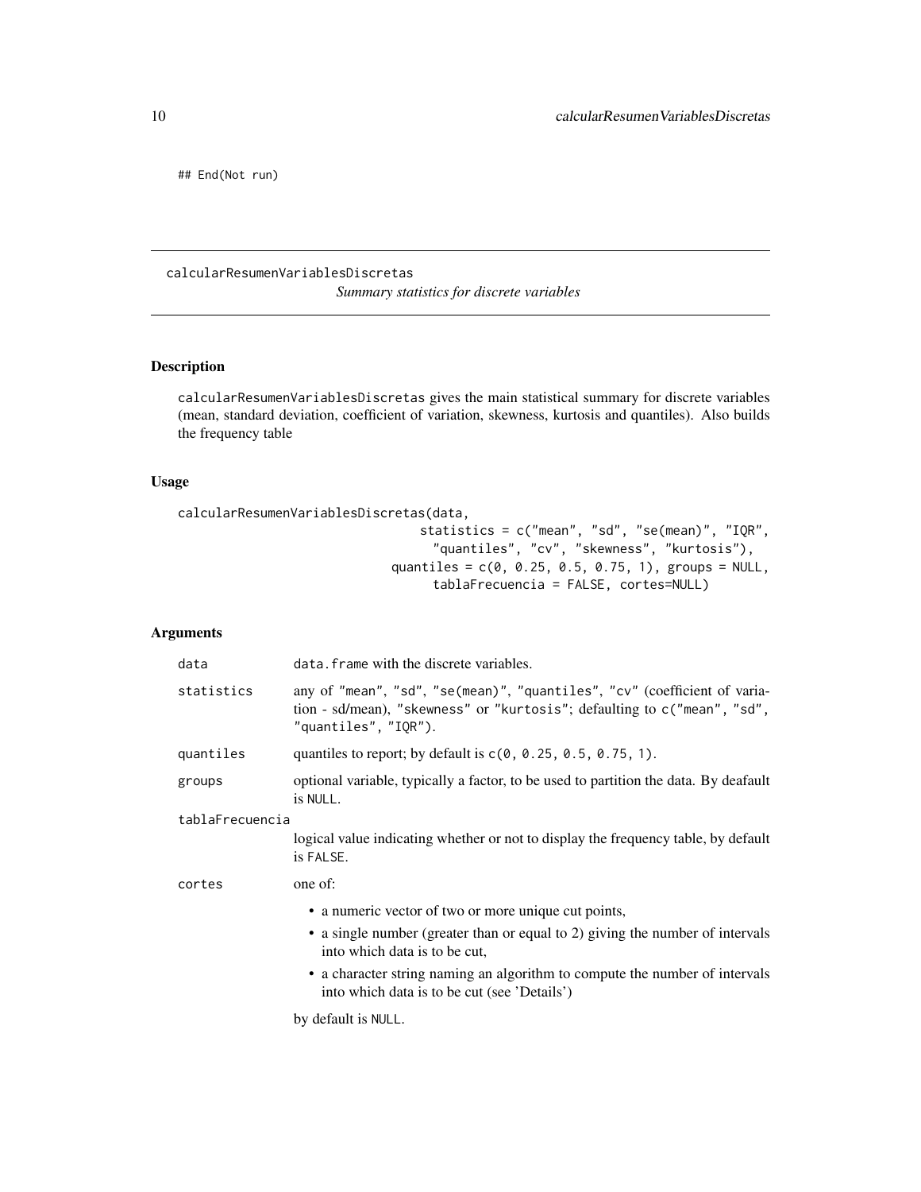```
## End(Not run)
```

## calcularResumenVariablesDiscretas

*Summary statistics for discrete variables*

### Description

calcularResumenVariablesDiscretas gives the main statistical summary for discrete variables (mean, standard deviation, coefficient of variation, skewness, kurtosis and quantiles). Also builds the frequency table

### Usage

```
calcularResumenVariablesDiscretas(data,
                                  statistics = c("mean", "sd", "se(mean)", "IQR",
                                    "quantiles", "cv", "skewness", "kurtosis"),
                                quantiles = c(0, 0.25, 0.5, 0.75, 1), groups = NULL,
                                    tablaFrecuencia = FALSE, cortes=NULL)
```

### Arguments

| | |
|---|---|
| data | data.frame with the discrete variables. |
| statistics | any of "mean", "sd", "se(mean)", "quantiles", "cv" (coefficient of variation - sd/mean), "skewness" or "kurtosis"; defaulting to c("mean", "sd", "quantiles", "IQR"). |
| quantiles | quantiles to report; by default is c(0, 0.25, 0.5, 0.75, 1). |
| groups | optional variable, typically a factor, to be used to partition the data. By deafault is NULL. |
| tablaFrecuencia | logical value indicating whether or not to display the frequency table, by default is FALSE. |
| cortes | one of: <br>• a numeric vector of two or more unique cut points, <br>• a single number (greater than or equal to 2) giving the number of intervals into which data is to be cut, <br>• a character string naming an algorithm to compute the number of intervals into which data is to be cut (see 'Details') <br><br>by default is NULL. |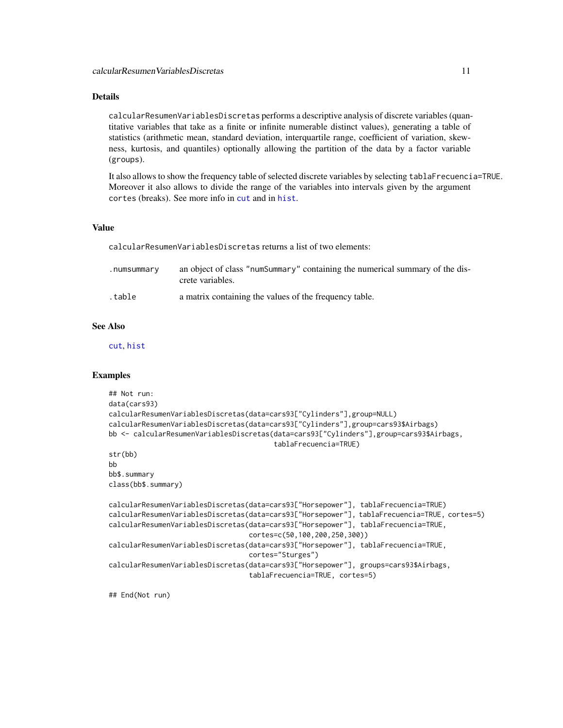## Details

`calcularResumenVariablesDiscretas` performs a descriptive analysis of discrete variables (quantitative variables that take as a finite or infinite numerable distinct values), generating a table of statistics (arithmetic mean, standard deviation, interquartile range, coefficient of variation, skewness, kurtosis, and quantiles) optionally allowing the partition of the data by a factor variable (`groups`).

It also allows to show the frequency table of selected discrete variables by selecting `tablaFrecuencia=TRUE`. Moreover it also allows to divide the range of the variables into intervals given by the argument `cortes` (breaks). See more info in `cut` and in `hist`.

## Value

`calcularResumenVariablesDiscretas` returns a list of two elements:

| | |
|---|---|
| `.numsummary` | an object of class `"numSummary"` containing the numerical summary of the discrete variables. |
| `.table` | a matrix containing the values of the frequency table. |

## See Also

`cut`, `hist`

## Examples

```
## Not run:
data(cars93)
calcularResumenVariablesDiscretas(data=cars93["Cylinders"],group=NULL)
calcularResumenVariablesDiscretas(data=cars93["Cylinders"],group=cars93$Airbags)
bb <- calcularResumenVariablesDiscretas(data=cars93["Cylinders"],group=cars93$Airbags,
                                        tablaFrecuencia=TRUE)
str(bb)
bb
bb$.summary
class(bb$.summary)

calcularResumenVariablesDiscretas(data=cars93["Horsepower"], tablaFrecuencia=TRUE)
calcularResumenVariablesDiscretas(data=cars93["Horsepower"], tablaFrecuencia=TRUE, cortes=5)
calcularResumenVariablesDiscretas(data=cars93["Horsepower"], tablaFrecuencia=TRUE,
                                  cortes=c(50,100,200,250,300))
calcularResumenVariablesDiscretas(data=cars93["Horsepower"], tablaFrecuencia=TRUE,
                                  cortes="Sturges")
calcularResumenVariablesDiscretas(data=cars93["Horsepower"], groups=cars93$Airbags,
                                  tablaFrecuencia=TRUE, cortes=5)

## End(Not run)
```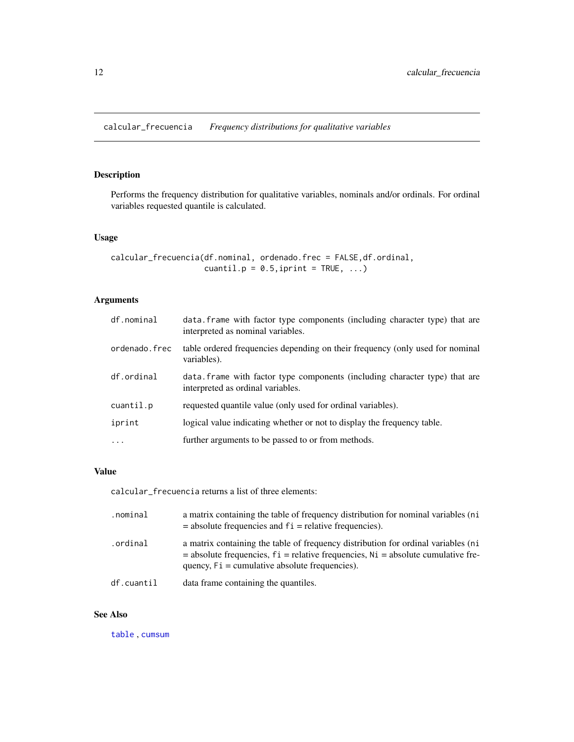## calcular_frecuencia *Frequency distributions for qualitative variables*

### Description

Performs the frequency distribution for qualitative variables, nominals and/or ordinals. For ordinal variables requested quantile is calculated.

### Usage

```
calcular_frecuencia(df.nominal, ordenado.frec = FALSE,df.ordinal,
                    cuantil.p = 0.5,iprint = TRUE, ...)
```

### Arguments

| | |
|---|---|
| `df.nominal` | `data.frame` with factor type components (including character type) that are interpreted as nominal variables. |
| `ordenado.frec` | table ordered frequencies depending on their frequency (only used for nominal variables). |
| `df.ordinal` | `data.frame` with factor type components (including character type) that are interpreted as ordinal variables. |
| `cuantil.p` | requested quantile value (only used for ordinal variables). |
| `iprint` | logical value indicating whether or not to display the frequency table. |
| `...` | further arguments to be passed to or from methods. |

### Value

`calcular_frecuencia` returns a list of three elements:

| | |
|---|---|
| `.nominal` | a matrix containing the table of frequency distribution for nominal variables (`ni` = absolute frequencies and `fi` = relative frequencies). |
| `.ordinal` | a matrix containing the table of frequency distribution for ordinal variables (`ni` = absolute frequencies, `fi` = relative frequencies, `Ni` = absolute cumulative frequency, `Fi` = cumulative absolute frequencies). |
| `df.cuantil` | data frame containing the quantiles. |

### See Also

`table` , `cumsum`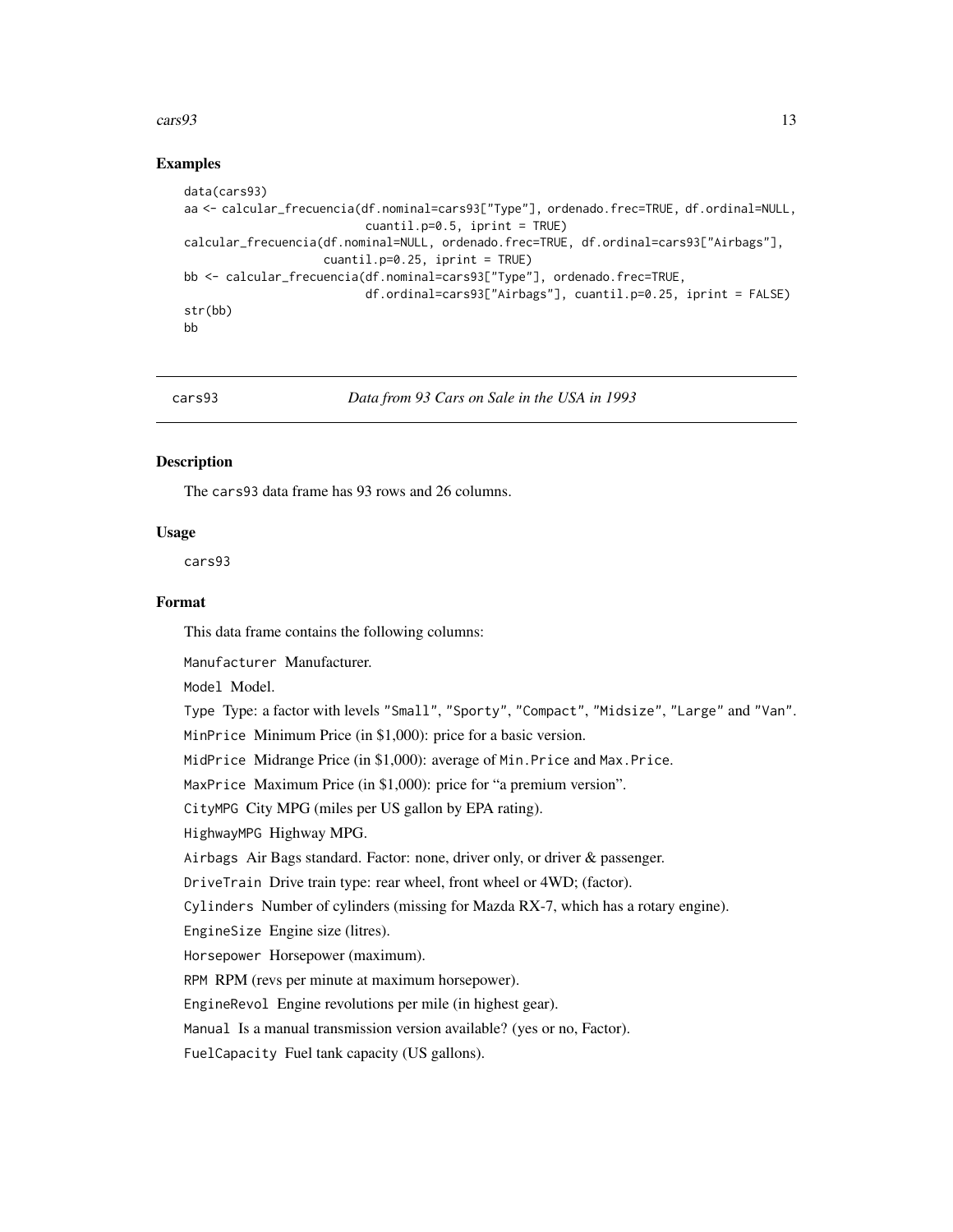## Examples

```
data(cars93)
aa <- calcular_frecuencia(df.nominal=cars93["Type"], ordenado.frec=TRUE, df.ordinal=NULL,
                          cuantil.p=0.5, iprint = TRUE)
calcular_frecuencia(df.nominal=NULL, ordenado.frec=TRUE, df.ordinal=cars93["Airbags"],
                    cuantil.p=0.25, iprint = TRUE)
bb <- calcular_frecuencia(df.nominal=cars93["Type"], ordenado.frec=TRUE,
                          df.ordinal=cars93["Airbags"], cuantil.p=0.25, iprint = FALSE)
str(bb)
bb
```

---

# cars93 *Data from 93 Cars on Sale in the USA in 1993*

## Description

The `cars93` data frame has 93 rows and 26 columns.

## Usage

```
cars93
```

## Format

This data frame contains the following columns:

`Manufacturer` Manufacturer.

`Model` Model.

`Type` Type: a factor with levels `"Small"`, `"Sporty"`, `"Compact"`, `"Midsize"`, `"Large"` and `"Van"`.

`MinPrice` Minimum Price (in $1,000): price for a basic version.

`MidPrice` Midrange Price (in $1,000): average of `Min.Price` and `Max.Price`.

`MaxPrice` Maximum Price (in $1,000): price for "a premium version".

`CityMPG` City MPG (miles per US gallon by EPA rating).

`HighwayMPG` Highway MPG.

`Airbags` Air Bags standard. Factor: none, driver only, or driver & passenger.

`DriveTrain` Drive train type: rear wheel, front wheel or 4WD; (factor).

`Cylinders` Number of cylinders (missing for Mazda RX-7, which has a rotary engine).

`EngineSize` Engine size (litres).

`Horsepower` Horsepower (maximum).

`RPM` RPM (revs per minute at maximum horsepower).

`EngineRevol` Engine revolutions per mile (in highest gear).

`Manual` Is a manual transmission version available? (yes or no, Factor).

`FuelCapacity` Fuel tank capacity (US gallons).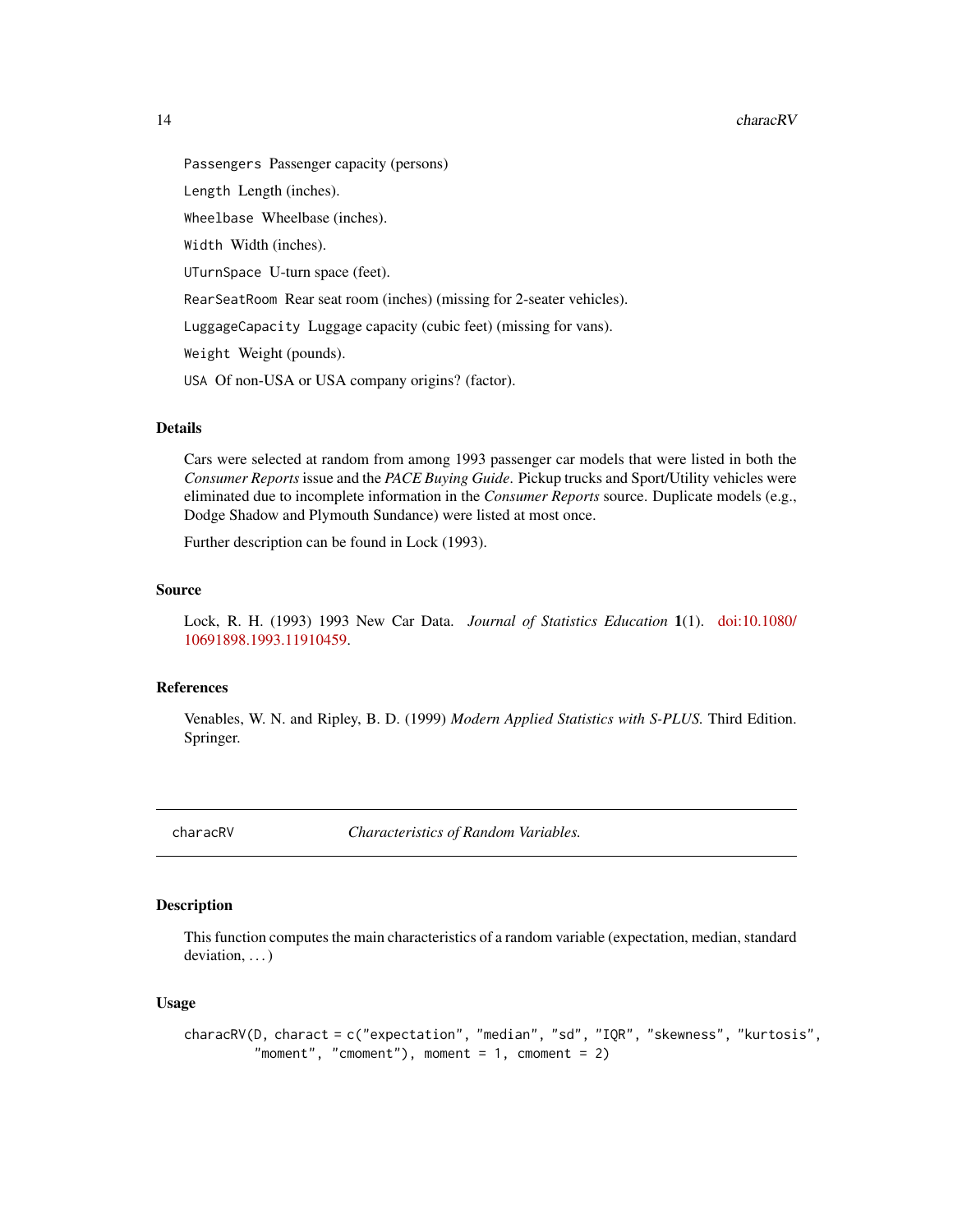`Passengers` Passenger capacity (persons)

`Length` Length (inches).

`Wheelbase` Wheelbase (inches).

`Width` Width (inches).

`UTurnSpace` U-turn space (feet).

`RearSeatRoom` Rear seat room (inches) (missing for 2-seater vehicles).

`LuggageCapacity` Luggage capacity (cubic feet) (missing for vans).

`Weight` Weight (pounds).

`USA` Of non-USA or USA company origins? (factor).

### Details

Cars were selected at random from among 1993 passenger car models that were listed in both the *Consumer Reports* issue and the *PACE Buying Guide*. Pickup trucks and Sport/Utility vehicles were eliminated due to incomplete information in the *Consumer Reports* source. Duplicate models (e.g., Dodge Shadow and Plymouth Sundance) were listed at most once.

Further description can be found in Lock (1993).

### Source

Lock, R. H. (1993) 1993 New Car Data. *Journal of Statistics Education* **1**(1). doi:10.1080/10691898.1993.11910459.

### References

Venables, W. N. and Ripley, B. D. (1999) *Modern Applied Statistics with S-PLUS.* Third Edition. Springer.

---

## `characRV` *Characteristics of Random Variables.*

---

### Description

This function computes the main characteristics of a random variable (expectation, median, standard deviation, . . . )

### Usage

```
characRV(D, charact = c("expectation", "median", "sd", "IQR", "skewness", "kurtosis",
         "moment", "cmoment"), moment = 1, cmoment = 2)
```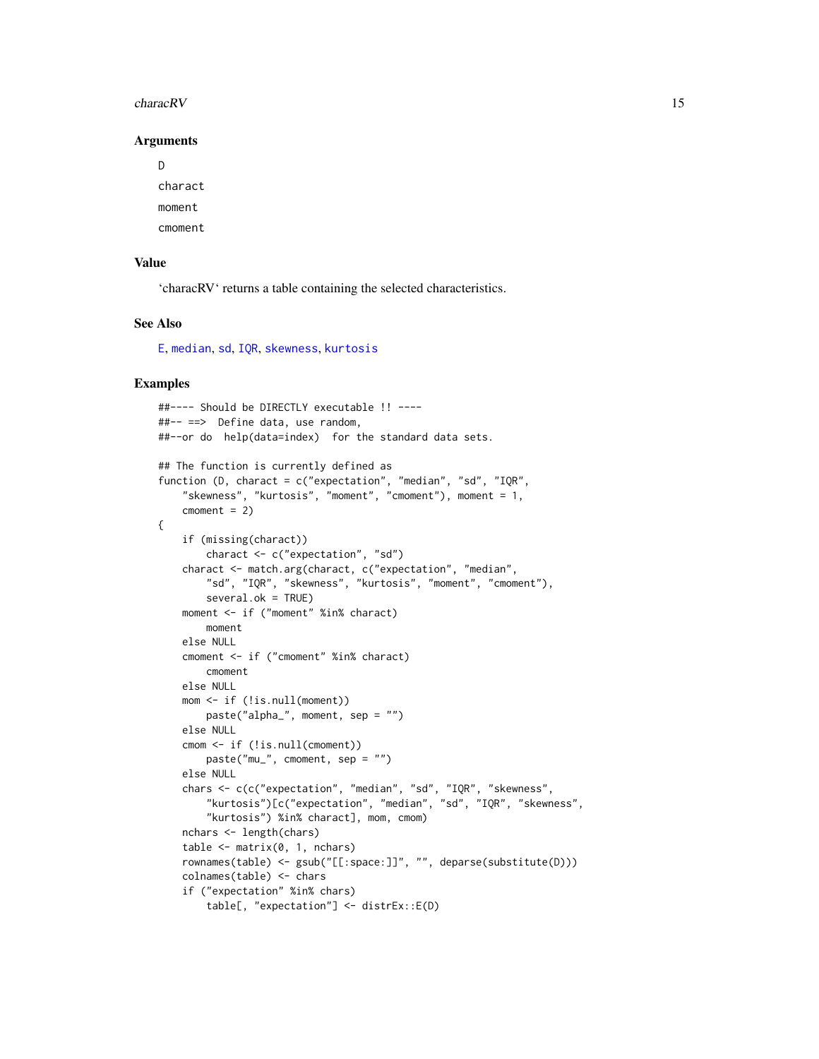### Arguments

D

charact

moment

cmoment

### Value

'characRV' returns a table containing the selected characteristics.

### See Also

E, median, sd, IQR, skewness, kurtosis

### Examples

```
##---- Should be DIRECTLY executable !! ----
##-- ==>  Define data, use random,
##--or do  help(data=index)  for the standard data sets.

## The function is currently defined as
function (D, charact = c("expectation", "median", "sd", "IQR",
    "skewness", "kurtosis", "moment", "cmoment"), moment = 1,
    cmoment = 2)
{
    if (missing(charact))
        charact <- c("expectation", "sd")
    charact <- match.arg(charact, c("expectation", "median",
        "sd", "IQR", "skewness", "kurtosis", "moment", "cmoment"),
        several.ok = TRUE)
    moment <- if ("moment" %in% charact)
        moment
    else NULL
    cmoment <- if ("cmoment" %in% charact)
        cmoment
    else NULL
    mom <- if (!is.null(moment))
        paste("alpha_", moment, sep = "")
    else NULL
    cmom <- if (!is.null(cmoment))
        paste("mu_", cmoment, sep = "")
    else NULL
    chars <- c(c("expectation", "median", "sd", "IQR", "skewness",
        "kurtosis")[c("expectation", "median", "sd", "IQR", "skewness",
        "kurtosis") %in% charact], mom, cmom)
    nchars <- length(chars)
    table <- matrix(0, 1, nchars)
    rownames(table) <- gsub("[[:space:]]", "", deparse(substitute(D)))
    colnames(table) <- chars
    if ("expectation" %in% chars)
        table[, "expectation"] <- distrEx::E(D)
```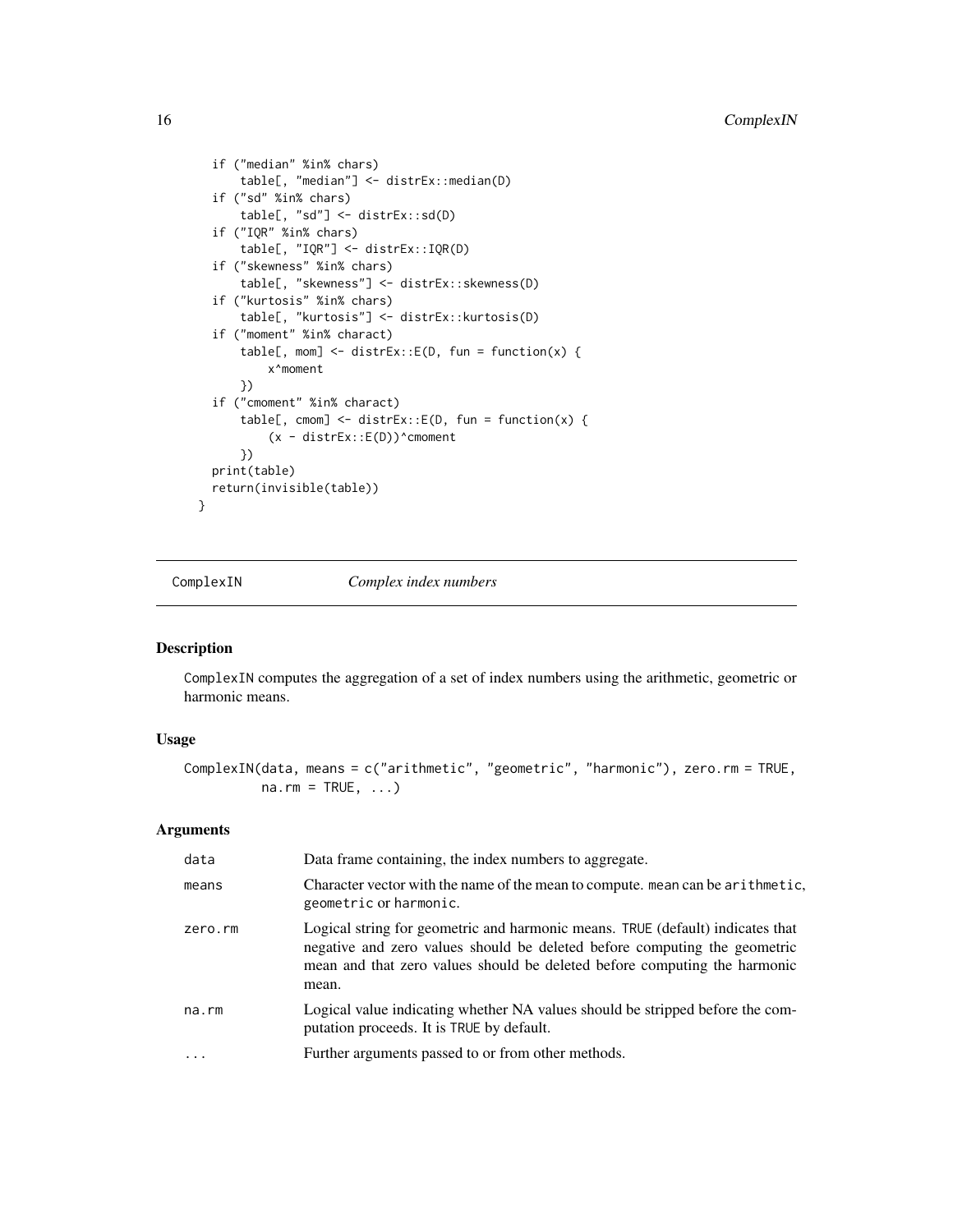```
    if ("median" %in% chars)
        table[, "median"] <- distrEx::median(D)
    if ("sd" %in% chars)
        table[, "sd"] <- distrEx::sd(D)
    if ("IQR" %in% chars)
        table[, "IQR"] <- distrEx::IQR(D)
    if ("skewness" %in% chars)
        table[, "skewness"] <- distrEx::skewness(D)
    if ("kurtosis" %in% chars)
        table[, "kurtosis"] <- distrEx::kurtosis(D)
    if ("moment" %in% charact)
        table[, mom] <- distrEx::E(D, fun = function(x) {
            x^moment
        })
    if ("cmoment" %in% charact)
        table[, cmom] <- distrEx::E(D, fun = function(x) {
            (x - distrEx::E(D))^cmoment
        })
    print(table)
    return(invisible(table))
  }
```

## ComplexIN — *Complex index numbers*

### Description

ComplexIN computes the aggregation of a set of index numbers using the arithmetic, geometric or harmonic means.

### Usage

```
ComplexIN(data, means = c("arithmetic", "geometric", "harmonic"), zero.rm = TRUE,
          na.rm = TRUE, ...)
```

### Arguments

| | |
|---|---|
| data | Data frame containing, the index numbers to aggregate. |
| means | Character vector with the name of the mean to compute. mean can be arithmetic, geometric or harmonic. |
| zero.rm | Logical string for geometric and harmonic means. TRUE (default) indicates that negative and zero values should be deleted before computing the geometric mean and that zero values should be deleted before computing the harmonic mean. |
| na.rm | Logical value indicating whether NA values should be stripped before the computation proceeds. It is TRUE by default. |
| ... | Further arguments passed to or from other methods. |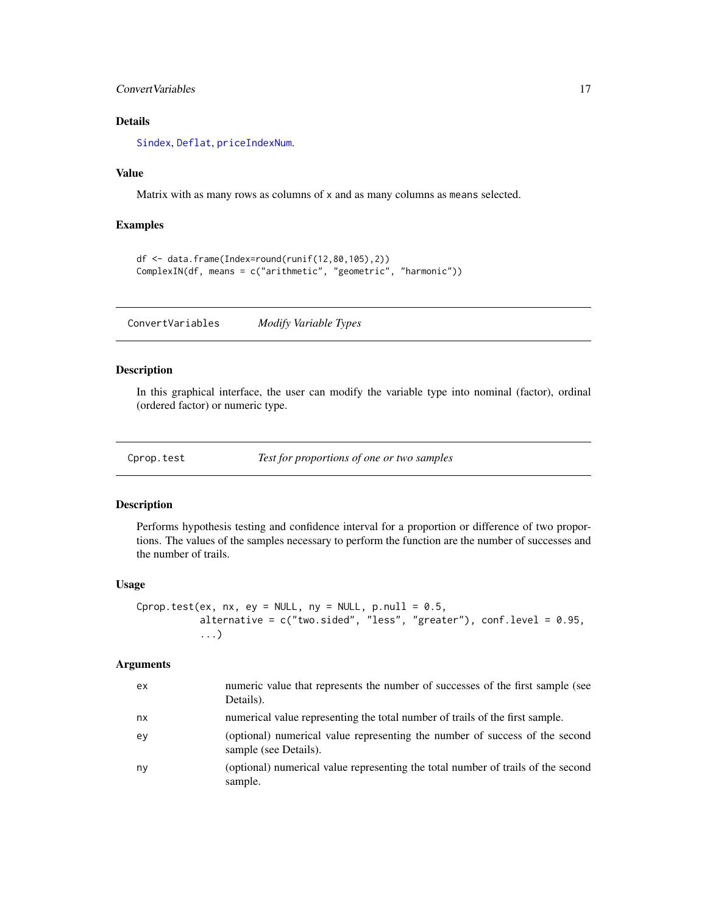### Details

Sindex, Deflat, priceIndexNum.

### Value

Matrix with as many rows as columns of x and as many columns as means selected.

### Examples

```
df <- data.frame(Index=round(runif(12,80,105),2))
ComplexIN(df, means = c("arithmetic", "geometric", "harmonic"))
```

---

## ConvertVariables *Modify Variable Types*

### Description

In this graphical interface, the user can modify the variable type into nominal (factor), ordinal (ordered factor) or numeric type.

---

## Cprop.test *Test for proportions of one or two samples*

### Description

Performs hypothesis testing and confidence interval for a proportion or difference of two proportions. The values of the samples necessary to perform the function are the number of successes and the number of trails.

### Usage

```
Cprop.test(ex, nx, ey = NULL, ny = NULL, p.null = 0.5,
           alternative = c("two.sided", "less", "greater"), conf.level = 0.95,
           ...)
```

### Arguments

| | |
|---|---|
| ex | numeric value that represents the number of successes of the first sample (see Details). |
| nx | numerical value representing the total number of trails of the first sample. |
| ey | (optional) numerical value representing the number of success of the second sample (see Details). |
| ny | (optional) numerical value representing the total number of trails of the second sample. |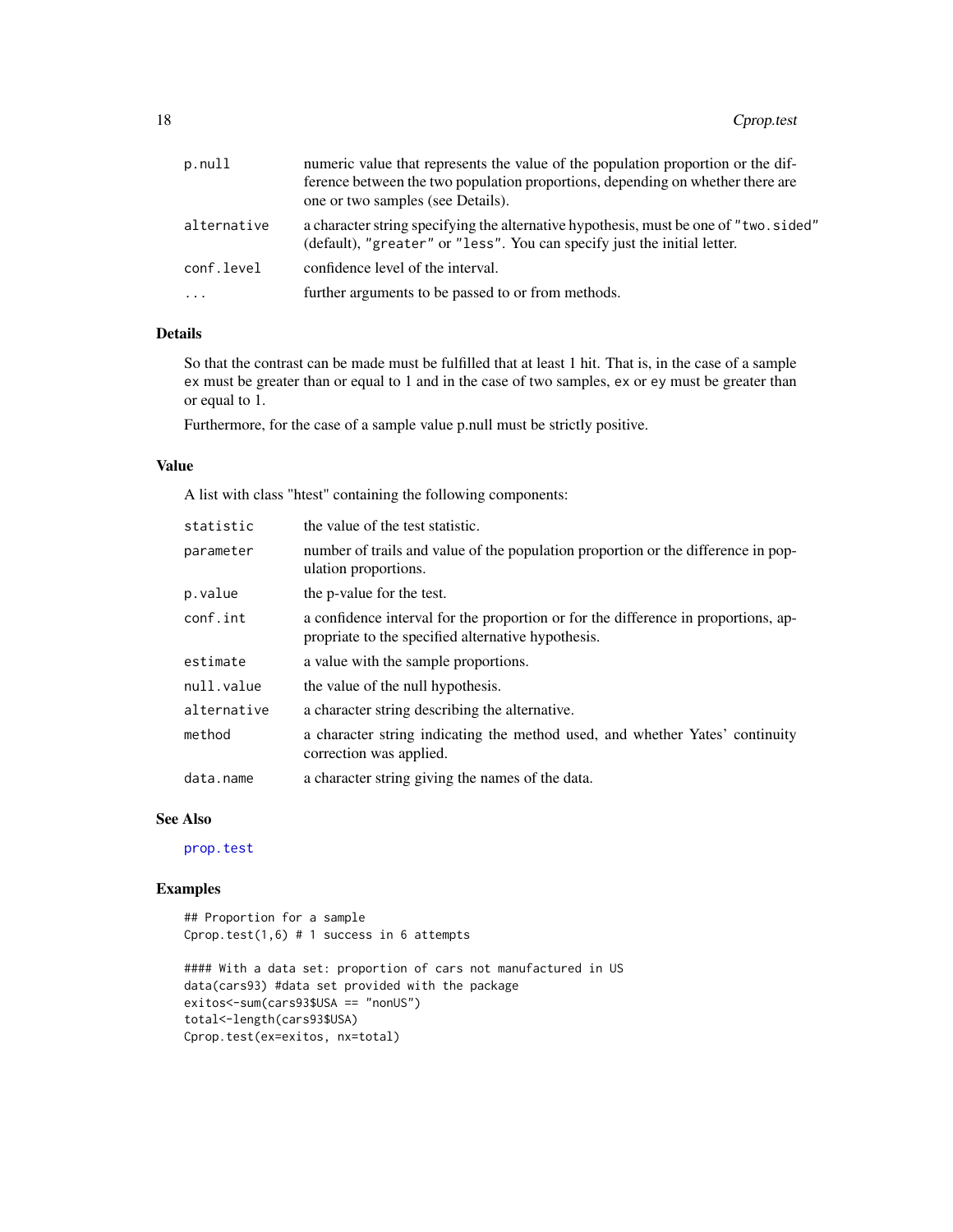| | |
|---|---|
| p.null | numeric value that represents the value of the population proportion or the difference between the two population proportions, depending on whether there are one or two samples (see Details). |
| alternative | a character string specifying the alternative hypothesis, must be one of "two.sided" (default), "greater" or "less". You can specify just the initial letter. |
| conf.level | confidence level of the interval. |
| ... | further arguments to be passed to or from methods. |

### Details

So that the contrast can be made must be fulfilled that at least 1 hit. That is, in the case of a sample ex must be greater than or equal to 1 and in the case of two samples, ex or ey must be greater than or equal to 1.

Furthermore, for the case of a sample value p.null must be strictly positive.

### Value

A list with class "htest" containing the following components:

| | |
|---|---|
| statistic | the value of the test statistic. |
| parameter | number of trails and value of the population proportion or the difference in population proportions. |
| p.value | the p-value for the test. |
| conf.int | a confidence interval for the proportion or for the difference in proportions, appropriate to the specified alternative hypothesis. |
| estimate | a value with the sample proportions. |
| null.value | the value of the null hypothesis. |
| alternative | a character string describing the alternative. |
| method | a character string indicating the method used, and whether Yates' continuity correction was applied. |
| data.name | a character string giving the names of the data. |

### See Also

prop.test

### Examples

```
## Proportion for a sample
Cprop.test(1,6) # 1 success in 6 attempts

#### With a data set: proportion of cars not manufactured in US
data(cars93) #data set provided with the package
exitos<-sum(cars93$USA == "nonUS")
total<-length(cars93$USA)
Cprop.test(ex=exitos, nx=total)
```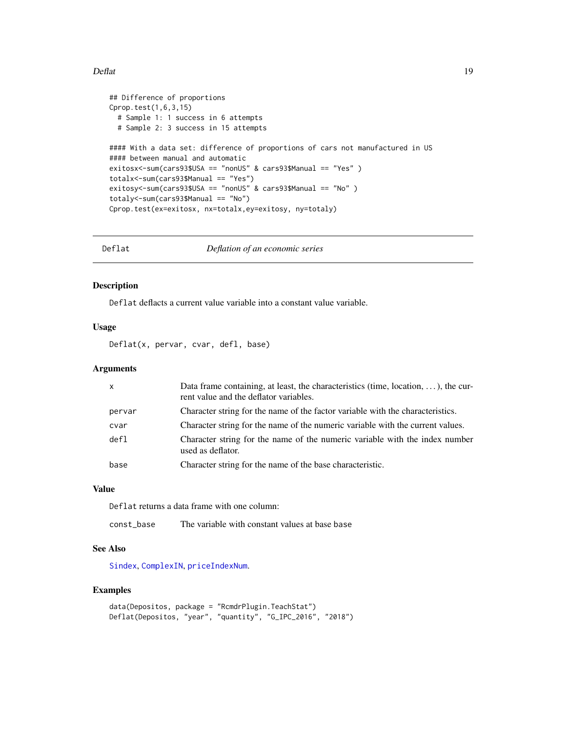```
## Difference of proportions
Cprop.test(1,6,3,15)
  # Sample 1: 1 success in 6 attempts
  # Sample 2: 3 success in 15 attempts

#### With a data set: difference of proportions of cars not manufactured in US
#### between manual and automatic
exitosx<-sum(cars93$USA == "nonUS" & cars93$Manual == "Yes" )
totalx<-sum(cars93$Manual == "Yes")
exitosy<-sum(cars93$USA == "nonUS" & cars93$Manual == "No" )
totaly<-sum(cars93$Manual == "No")
Cprop.test(ex=exitosx, nx=totalx,ey=exitosy, ny=totaly)
```

---

## Deflat — *Deflation of an economic series*

### Description

`Deflat` deflacts a current value variable into a constant value variable.

### Usage

```
Deflat(x, pervar, cvar, defl, base)
```

### Arguments

| | |
|---|---|
| `x` | Data frame containing, at least, the characteristics (time, location, ...), the current value and the deflator variables. |
| `pervar` | Character string for the name of the factor variable with the characteristics. |
| `cvar` | Character string for the name of the numeric variable with the current values. |
| `defl` | Character string for the name of the numeric variable with the index number used as deflator. |
| `base` | Character string for the name of the base characteristic. |

### Value

`Deflat` returns a data frame with one column:

| | |
|---|---|
| `const_base` | The variable with constant values at base base |

### See Also

`Sindex`, `ComplexIN`, `priceIndexNum`.

### Examples

```
data(Depositos, package = "RcmdrPlugin.TeachStat")
Deflat(Depositos, "year", "quantity", "G_IPC_2016", "2018")
```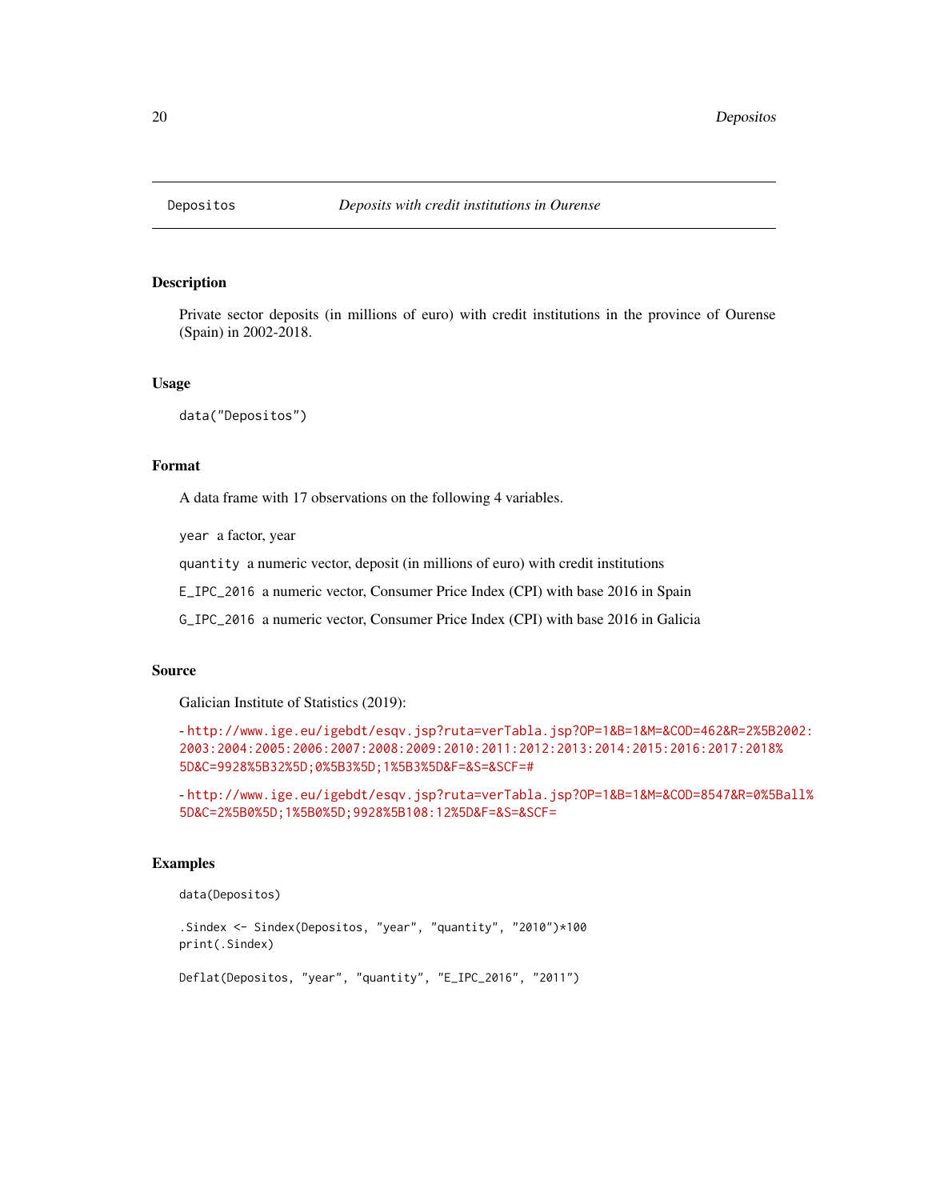# Depositos — *Deposits with credit institutions in Ourense*

## Description

Private sector deposits (in millions of euro) with credit institutions in the province of Ourense (Spain) in 2002-2018.

## Usage

```
data("Depositos")
```

## Format

A data frame with 17 observations on the following 4 variables.

`year` a factor, year

`quantity` a numeric vector, deposit (in millions of euro) with credit institutions

`E_IPC_2016` a numeric vector, Consumer Price Index (CPI) with base 2016 in Spain

`G_IPC_2016` a numeric vector, Consumer Price Index (CPI) with base 2016 in Galicia

## Source

Galician Institute of Statistics (2019):

- http://www.ige.eu/igebdt/esqv.jsp?ruta=verTabla.jsp?OP=1&B=1&M=&COD=462&R=2%5B2002:2003:2004:2005:2006:2007:2008:2009:2010:2011:2012:2013:2014:2015:2016:2017:2018%5D&C=9928%5B32%5D;0%5B3%5D;1%5B3%5D&F=&S=&SCF=#

- http://www.ige.eu/igebdt/esqv.jsp?ruta=verTabla.jsp?OP=1&B=1&M=&COD=8547&R=0%5Ball%5D&C=2%5B0%5D;1%5B0%5D;9928%5B108:12%5D&F=&S=&SCF=

## Examples

```
data(Depositos)

.Sindex <- Sindex(Depositos, "year", "quantity", "2010")*100
print(.Sindex)

Deflat(Depositos, "year", "quantity", "E_IPC_2016", "2011")
```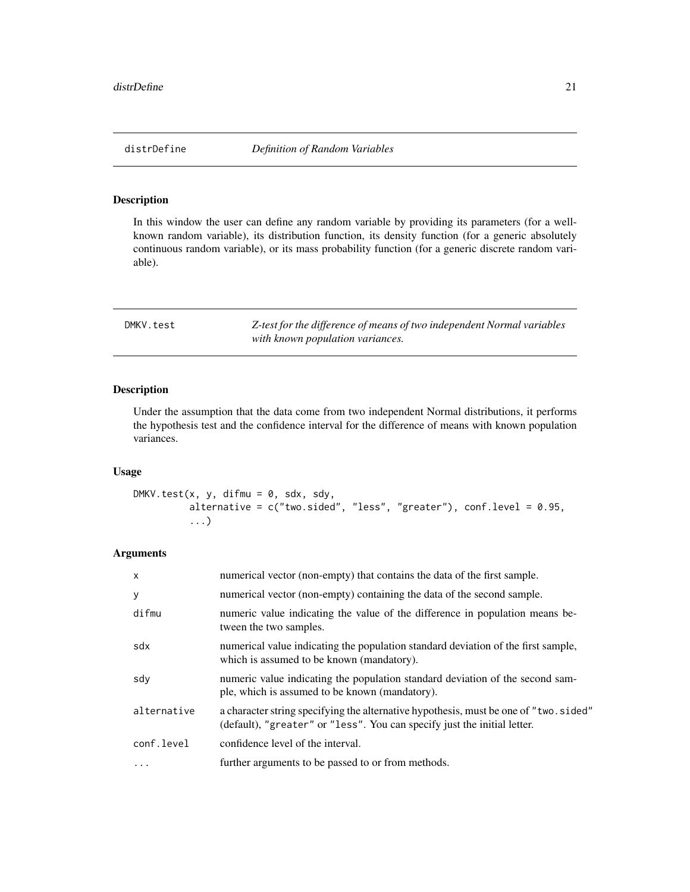## distrDefine *Definition of Random Variables*

### Description

In this window the user can define any random variable by providing its parameters (for a well-known random variable), its distribution function, its density function (for a generic absolutely continuous random variable), or its mass probability function (for a generic discrete random variable).

## DMKV.test *Z-test for the difference of means of two independent Normal variables with known population variances.*

### Description

Under the assumption that the data come from two independent Normal distributions, it performs the hypothesis test and the confidence interval for the difference of means with known population variances.

### Usage

```
DMKV.test(x, y, difmu = 0, sdx, sdy,
          alternative = c("two.sided", "less", "greater"), conf.level = 0.95,
          ...)
```

### Arguments

| | |
|---|---|
| x | numerical vector (non-empty) that contains the data of the first sample. |
| y | numerical vector (non-empty) containing the data of the second sample. |
| difmu | numeric value indicating the value of the difference in population means between the two samples. |
| sdx | numerical value indicating the population standard deviation of the first sample, which is assumed to be known (mandatory). |
| sdy | numeric value indicating the population standard deviation of the second sample, which is assumed to be known (mandatory). |
| alternative | a character string specifying the alternative hypothesis, must be one of "two.sided" (default), "greater" or "less". You can specify just the initial letter. |
| conf.level | confidence level of the interval. |
| ... | further arguments to be passed to or from methods. |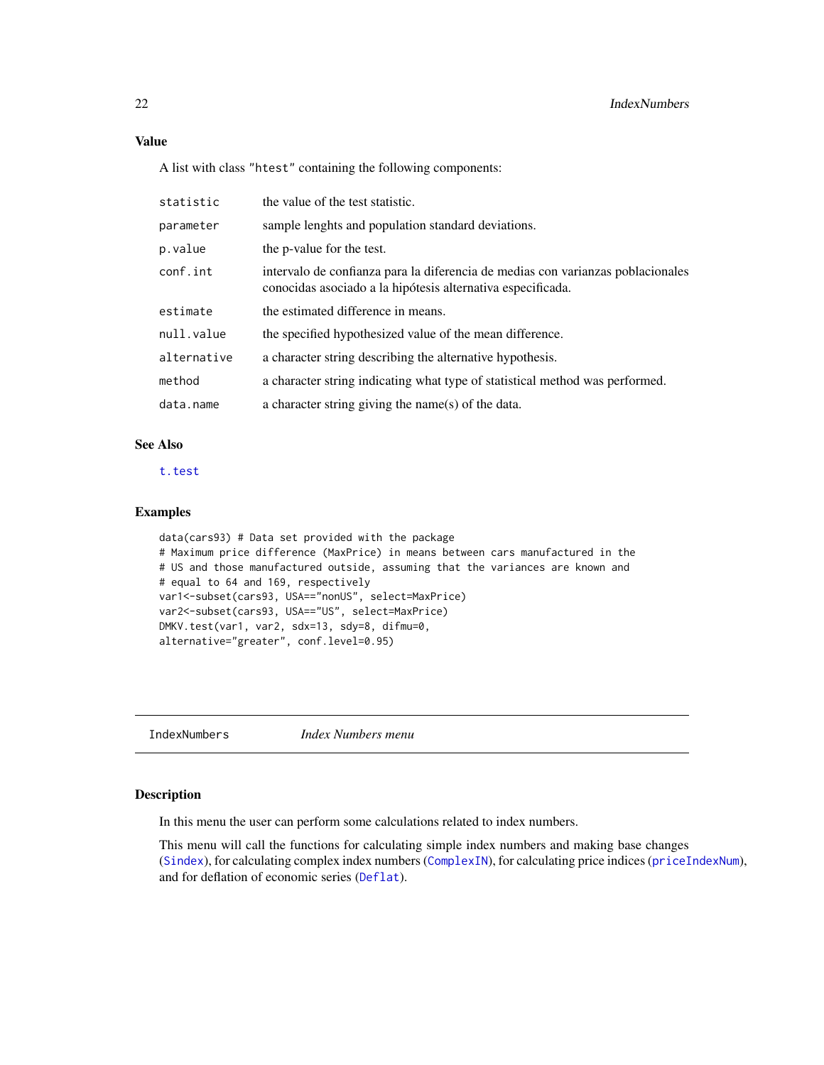### Value

A list with class "htest" containing the following components:

| | |
|---|---|
| statistic | the value of the test statistic. |
| parameter | sample lenghts and population standard deviations. |
| p.value | the p-value for the test. |
| conf.int | intervalo de confianza para la diferencia de medias con varianzas poblacionales conocidas asociado a la hipótesis alternativa especificada. |
| estimate | the estimated difference in means. |
| null.value | the specified hypothesized value of the mean difference. |
| alternative | a character string describing the alternative hypothesis. |
| method | a character string indicating what type of statistical method was performed. |
| data.name | a character string giving the name(s) of the data. |

### See Also

t.test

### Examples

```
data(cars93) # Data set provided with the package
# Maximum price difference (MaxPrice) in means between cars manufactured in the
# US and those manufactured outside, assuming that the variances are known and
# equal to 64 and 169, respectively
var1<-subset(cars93, USA=="nonUS", select=MaxPrice)
var2<-subset(cars93, USA=="US", select=MaxPrice)
DMKV.test(var1, var2, sdx=13, sdy=8, difmu=0,
alternative="greater", conf.level=0.95)
```

---

## IndexNumbers — *Index Numbers menu*

### Description

In this menu the user can perform some calculations related to index numbers.

This menu will call the functions for calculating simple index numbers and making base changes (Sindex), for calculating complex index numbers (ComplexIN), for calculating price indices (priceIndexNum), and for deflation of economic series (Deflat).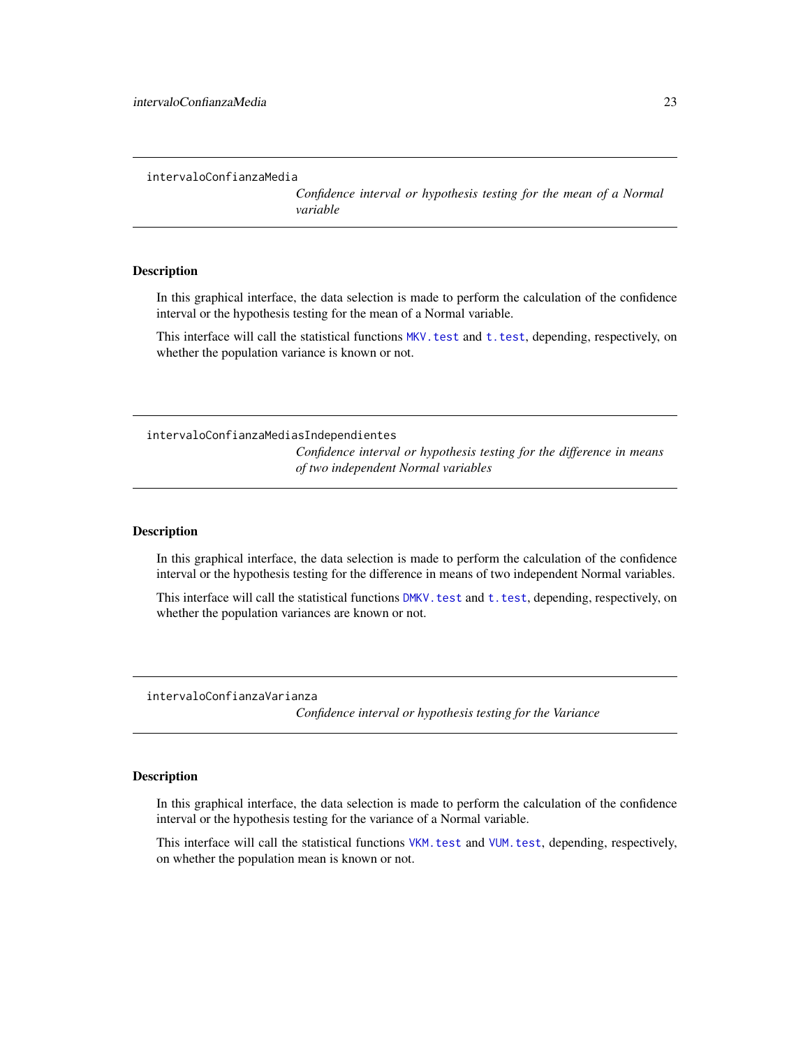## intervaloConfianzaMedia

*Confidence interval or hypothesis testing for the mean of a Normal variable*

### Description

In this graphical interface, the data selection is made to perform the calculation of the confidence interval or the hypothesis testing for the mean of a Normal variable.

This interface will call the statistical functions `MKV.test` and `t.test`, depending, respectively, on whether the population variance is known or not.

## intervaloConfianzaMediasIndependientes

*Confidence interval or hypothesis testing for the difference in means of two independent Normal variables*

### Description

In this graphical interface, the data selection is made to perform the calculation of the confidence interval or the hypothesis testing for the difference in means of two independent Normal variables.

This interface will call the statistical functions `DMKV.test` and `t.test`, depending, respectively, on whether the population variances are known or not.

## intervaloConfianzaVarianza

*Confidence interval or hypothesis testing for the Variance*

### Description

In this graphical interface, the data selection is made to perform the calculation of the confidence interval or the hypothesis testing for the variance of a Normal variable.

This interface will call the statistical functions `VKM.test` and `VUM.test`, depending, respectively, on whether the population mean is known or not.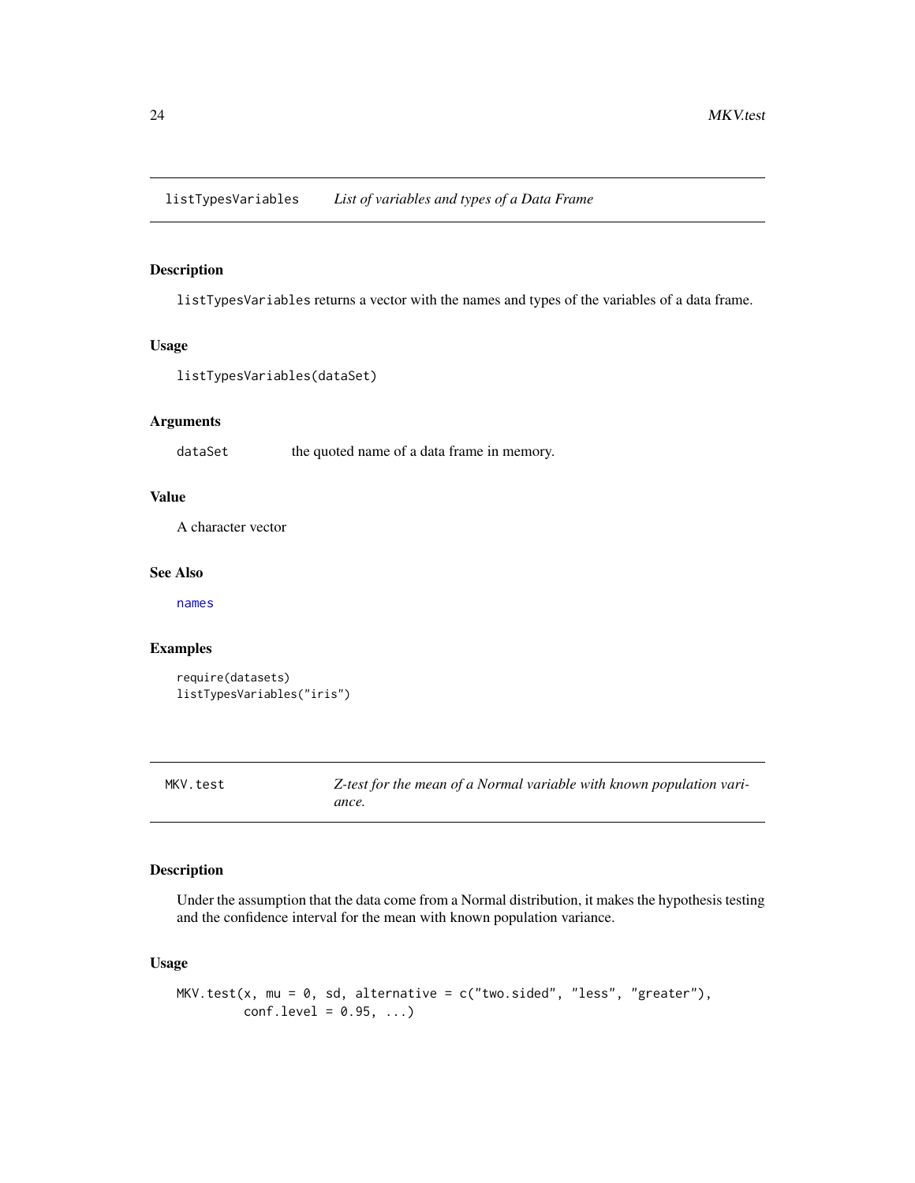## listTypesVariables *List of variables and types of a Data Frame*

### Description

listTypesVariables returns a vector with the names and types of the variables of a data frame.

### Usage

```
listTypesVariables(dataSet)
```

### Arguments

| | |
|---|---|
| dataSet | the quoted name of a data frame in memory. |

### Value

A character vector

### See Also

names

### Examples

```
require(datasets)
listTypesVariables("iris")
```

## MKV.test *Z-test for the mean of a Normal variable with known population variance.*

### Description

Under the assumption that the data come from a Normal distribution, it makes the hypothesis testing and the confidence interval for the mean with known population variance.

### Usage

```
MKV.test(x, mu = 0, sd, alternative = c("two.sided", "less", "greater"),
         conf.level = 0.95, ...)
```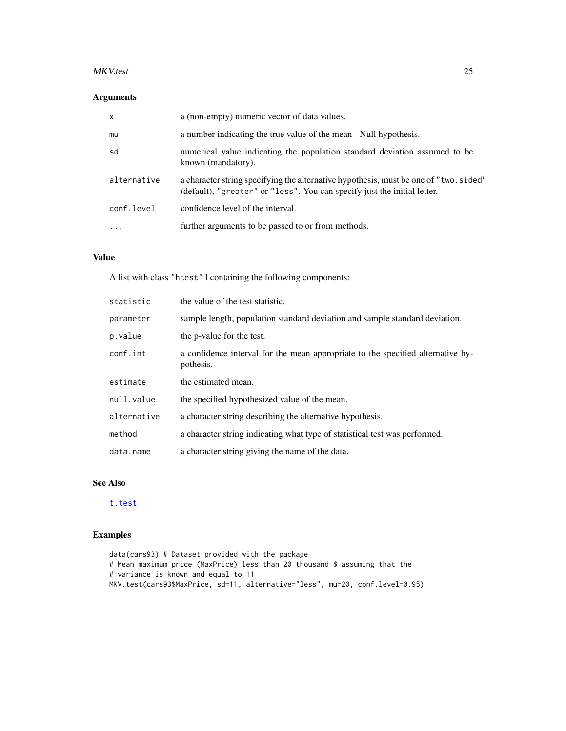## Arguments

| | |
|---|---|
| x | a (non-empty) numeric vector of data values. |
| mu | a number indicating the true value of the mean - Null hypothesis. |
| sd | numerical value indicating the population standard deviation assumed to be known (mandatory). |
| alternative | a character string specifying the alternative hypothesis, must be one of "two.sided" (default), "greater" or "less". You can specify just the initial letter. |
| conf.level | confidence level of the interval. |
| ... | further arguments to be passed to or from methods. |

## Value

A list with class "htest" l containing the following components:

| | |
|---|---|
| statistic | the value of the test statistic. |
| parameter | sample length, population standard deviation and sample standard deviation. |
| p.value | the p-value for the test. |
| conf.int | a confidence interval for the mean appropriate to the specified alternative hypothesis. |
| estimate | the estimated mean. |
| null.value | the specified hypothesized value of the mean. |
| alternative | a character string describing the alternative hypothesis. |
| method | a character string indicating what type of statistical test was performed. |
| data.name | a character string giving the name of the data. |

## See Also

t.test

## Examples

```
data(cars93) # Dataset provided with the package
# Mean maximum price (MaxPrice) less than 20 thousand $ assuming that the
# variance is known and equal to 11
MKV.test(cars93$MaxPrice, sd=11, alternative="less", mu=20, conf.level=0.95)
```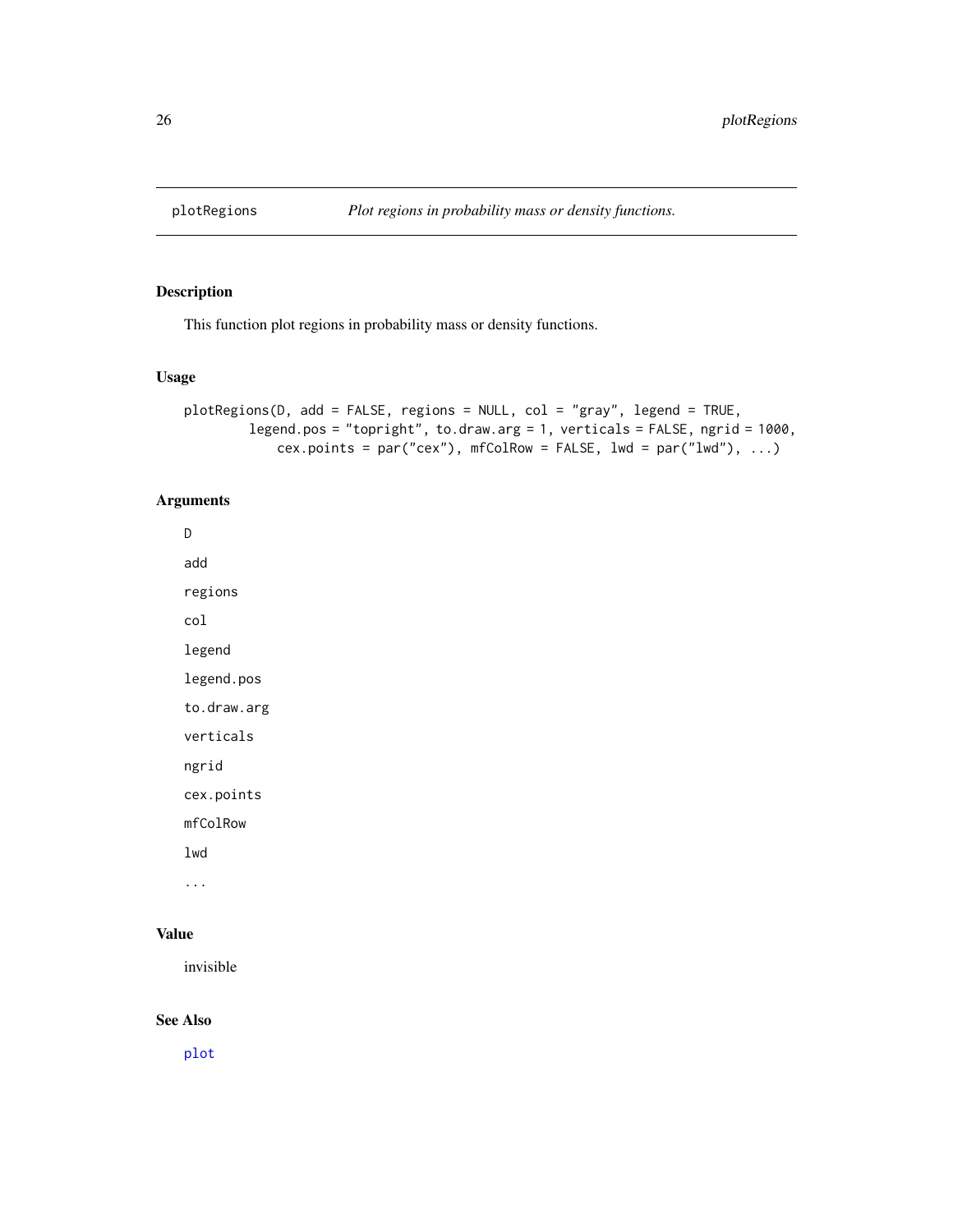plotRegions — *Plot regions in probability mass or density functions.*

## Description

This function plot regions in probability mass or density functions.

## Usage

```
plotRegions(D, add = FALSE, regions = NULL, col = "gray", legend = TRUE,
        legend.pos = "topright", to.draw.arg = 1, verticals = FALSE, ngrid = 1000,
            cex.points = par("cex"), mfColRow = FALSE, lwd = par("lwd"), ...)
```

## Arguments

`D`

`add`

`regions`

`col`

`legend`

`legend.pos`

`to.draw.arg`

`verticals`

`ngrid`

`cex.points`

`mfColRow`

`lwd`

`...`

## Value

invisible

## See Also

plot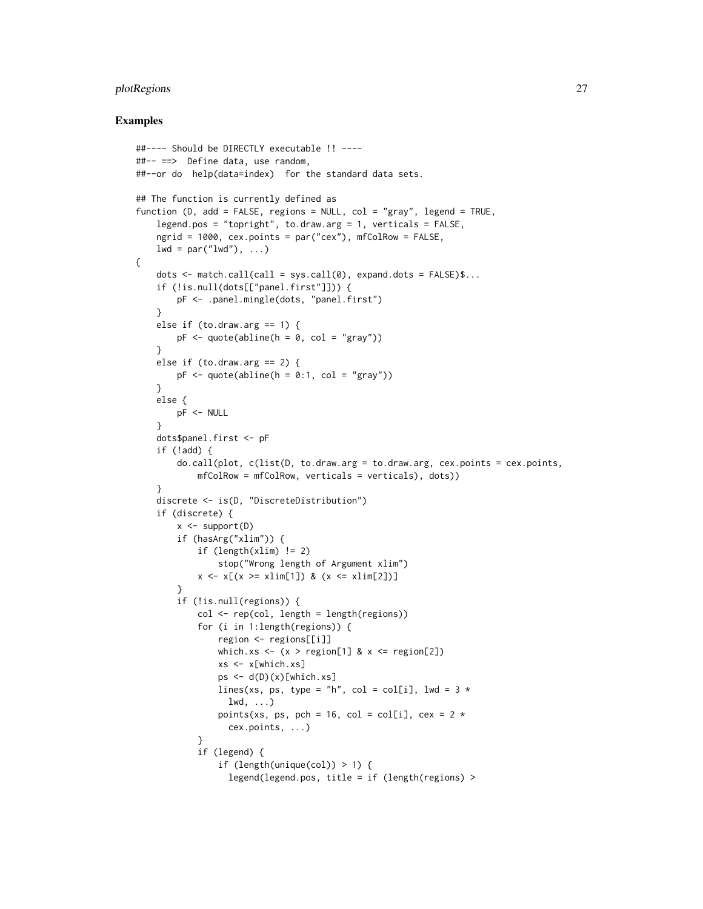## Examples

```
##---- Should be DIRECTLY executable !! ----
##-- ==>  Define data, use random,
##--or do  help(data=index)  for the standard data sets.

## The function is currently defined as
function (D, add = FALSE, regions = NULL, col = "gray", legend = TRUE,
    legend.pos = "topright", to.draw.arg = 1, verticals = FALSE,
    ngrid = 1000, cex.points = par("cex"), mfColRow = FALSE,
    lwd = par("lwd"), ...)
{
    dots <- match.call(call = sys.call(0), expand.dots = FALSE)$...
    if (!is.null(dots[["panel.first"]])) {
        pF <- .panel.mingle(dots, "panel.first")
    }
    else if (to.draw.arg == 1) {
        pF <- quote(abline(h = 0, col = "gray"))
    }
    else if (to.draw.arg == 2) {
        pF <- quote(abline(h = 0:1, col = "gray"))
    }
    else {
        pF <- NULL
    }
    dots$panel.first <- pF
    if (!add) {
        do.call(plot, c(list(D, to.draw.arg = to.draw.arg, cex.points = cex.points,
            mfColRow = mfColRow, verticals = verticals), dots))
    }
    discrete <- is(D, "DiscreteDistribution")
    if (discrete) {
        x <- support(D)
        if (hasArg("xlim")) {
            if (length(xlim) != 2)
                stop("Wrong length of Argument xlim")
            x <- x[(x >= xlim[1]) & (x <= xlim[2])]
        }
        if (!is.null(regions)) {
            col <- rep(col, length = length(regions))
            for (i in 1:length(regions)) {
                region <- regions[[i]]
                which.xs <- (x > region[1] & x <= region[2])
                xs <- x[which.xs]
                ps <- d(D)(x)[which.xs]
                lines(xs, ps, type = "h", col = col[i], lwd = 3 *
                  lwd, ...)
                points(xs, ps, pch = 16, col = col[i], cex = 2 *
                  cex.points, ...)
            }
            if (legend) {
                if (length(unique(col)) > 1) {
                  legend(legend.pos, title = if (length(regions) >
```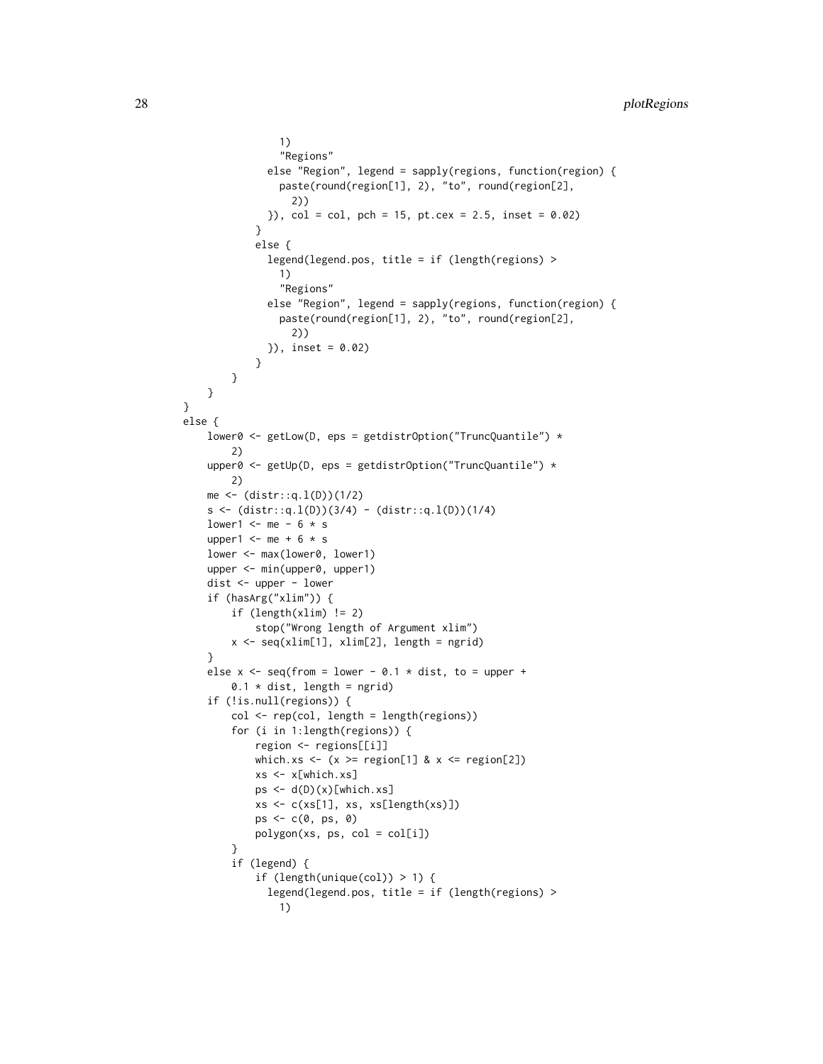```
                1)
                "Regions"
              else "Region", legend = sapply(regions, function(region) {
                paste(round(region[1], 2), "to", round(region[2],
                  2))
              }), col = col, pch = 15, pt.cex = 2.5, inset = 0.02)
            }
            else {
              legend(legend.pos, title = if (length(regions) >
                1)
                "Regions"
              else "Region", legend = sapply(regions, function(region) {
                paste(round(region[1], 2), "to", round(region[2],
                  2))
              }), inset = 0.02)
            }
        }
    }
}
else {
    lower0 <- getLow(D, eps = getdistrOption("TruncQuantile") *
        2)
    upper0 <- getUp(D, eps = getdistrOption("TruncQuantile") *
        2)
    me <- (distr::q.l(D))(1/2)
    s <- (distr::q.l(D))(3/4) - (distr::q.l(D))(1/4)
    lower1 <- me - 6 * s
    upper1 <- me + 6 * s
    lower <- max(lower0, lower1)
    upper <- min(upper0, upper1)
    dist <- upper - lower
    if (hasArg("xlim")) {
        if (length(xlim) != 2)
            stop("Wrong length of Argument xlim")
        x <- seq(xlim[1], xlim[2], length = ngrid)
    }
    else x <- seq(from = lower - 0.1 * dist, to = upper +
        0.1 * dist, length = ngrid)
    if (!is.null(regions)) {
        col <- rep(col, length = length(regions))
        for (i in 1:length(regions)) {
            region <- regions[[i]]
            which.xs <- (x >= region[1] & x <= region[2])
            xs <- x[which.xs]
            ps <- d(D)(x)[which.xs]
            xs <- c(xs[1], xs, xs[length(xs)])
            ps <- c(0, ps, 0)
            polygon(xs, ps, col = col[i])
        }
        if (legend) {
            if (length(unique(col)) > 1) {
              legend(legend.pos, title = if (length(regions) >
                1)
```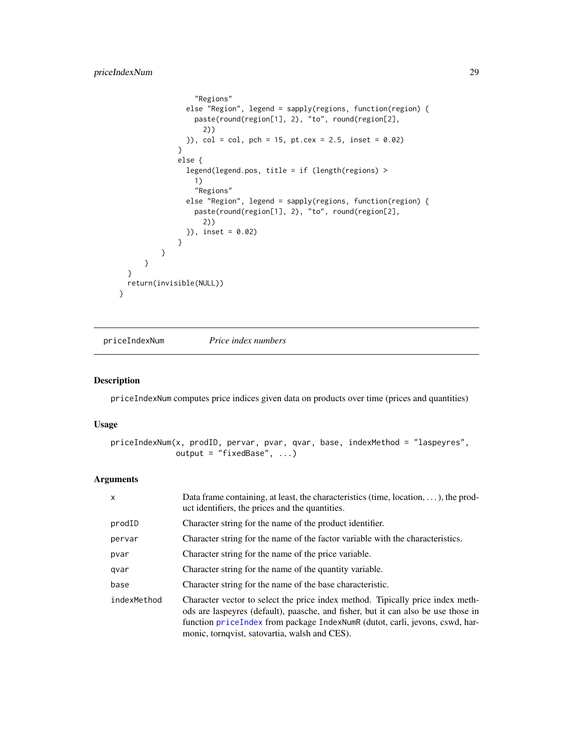```
                "Regions"
              else "Region", legend = sapply(regions, function(region) {
                paste(round(region[1], 2), "to", round(region[2],
                  2))
              }), col = col, pch = 15, pt.cex = 2.5, inset = 0.02)
            }
            else {
              legend(legend.pos, title = if (length(regions) >
                1)
                "Regions"
              else "Region", legend = sapply(regions, function(region) {
                paste(round(region[1], 2), "to", round(region[2],
                  2))
              }), inset = 0.02)
            }
          }
        }
      }
      return(invisible(NULL))
    }
```

---

## priceIndexNum — *Price index numbers*

### Description

priceIndexNum computes price indices given data on products over time (prices and quantities)

### Usage

```
priceIndexNum(x, prodID, pervar, pvar, qvar, base, indexMethod = "laspeyres",
              output = "fixedBase", ...)
```

### Arguments

| | |
|---|---|
| x | Data frame containing, at least, the characteristics (time, location, ...), the product identifiers, the prices and the quantities. |
| prodID | Character string for the name of the product identifier. |
| pervar | Character string for the name of the factor variable with the characteristics. |
| pvar | Character string for the name of the price variable. |
| qvar | Character string for the name of the quantity variable. |
| base | Character string for the name of the base characteristic. |
| indexMethod | Character vector to select the price index method. Tipically price index methods are laspeyres (default), paasche, and fisher, but it can also be use those in function priceIndex from package IndexNumR (dutot, carli, jevons, cswd, harmonic, tornqvist, satovartia, walsh and CES). |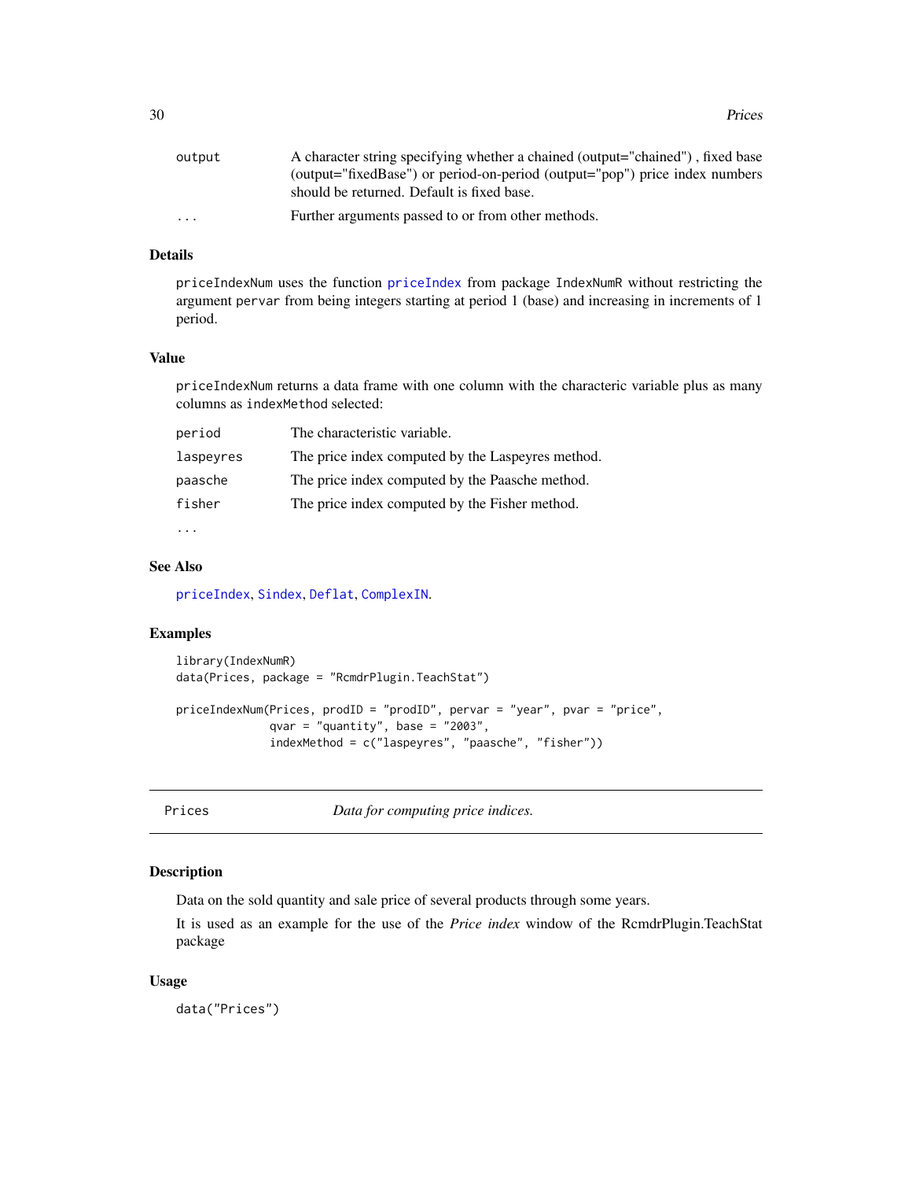| | |
|---|---|
| `output` | A character string specifying whether a chained (output="chained") , fixed base (output="fixedBase") or period-on-period (output="pop") price index numbers should be returned. Default is fixed base. |
| `...` | Further arguments passed to or from other methods. |

### Details

`priceIndexNum` uses the function `priceIndex` from package `IndexNumR` without restricting the argument `pervar` from being integers starting at period 1 (base) and increasing in increments of 1 period.

### Value

`priceIndexNum` returns a data frame with one column with the characteric variable plus as many columns as `indexMethod` selected:

| | |
|---|---|
| `period` | The characteristic variable. |
| `laspeyres` | The price index computed by the Laspeyres method. |
| `paasche` | The price index computed by the Paasche method. |
| `fisher` | The price index computed by the Fisher method. |
| `...` | |

### See Also

`priceIndex`, `Sindex`, `Deflat`, `ComplexIN`.

### Examples

```
library(IndexNumR)
data(Prices, package = "RcmdrPlugin.TeachStat")

priceIndexNum(Prices, prodID = "prodID", pervar = "year", pvar = "price",
              qvar = "quantity", base = "2003",
              indexMethod = c("laspeyres", "paasche", "fisher"))
```

---

## Prices — *Data for computing price indices.*

---

### Description

Data on the sold quantity and sale price of several products through some years.

It is used as an example for the use of the *Price index* window of the RcmdrPlugin.TeachStat package

### Usage

```
data("Prices")
```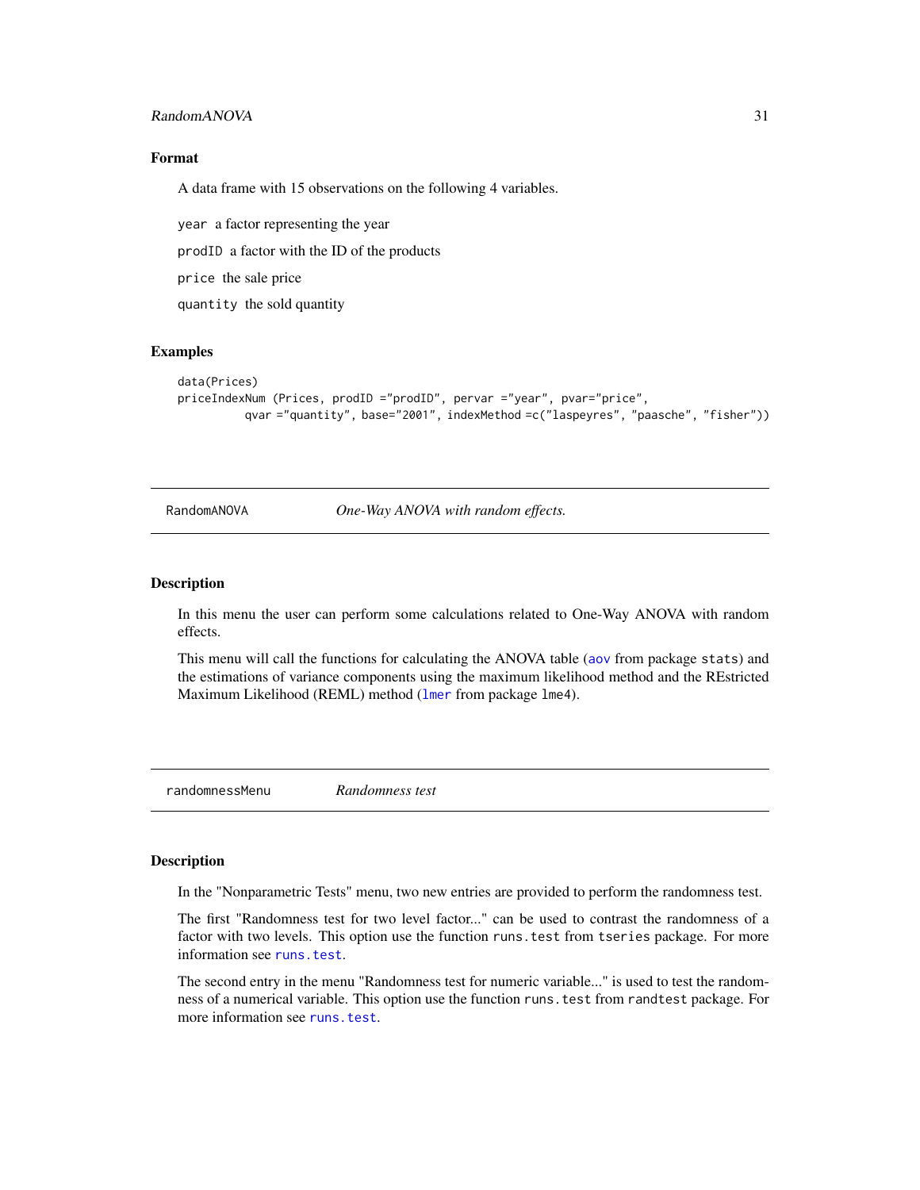### Format

A data frame with 15 observations on the following 4 variables.

`year` a factor representing the year

`prodID` a factor with the ID of the products

`price` the sale price

`quantity` the sold quantity

### Examples

```
data(Prices)
priceIndexNum (Prices, prodID ="prodID", pervar ="year", pvar="price",
         qvar ="quantity", base="2001", indexMethod =c("laspeyres", "paasche", "fisher"))
```

---

## RandomANOVA    *One-Way ANOVA with random effects.*

---

### Description

In this menu the user can perform some calculations related to One-Way ANOVA with random effects.

This menu will call the functions for calculating the ANOVA table (`aov` from package `stats`) and the estimations of variance components using the maximum likelihood method and the REstricted Maximum Likelihood (REML) method (`lmer` from package `lme4`).

---

## randomnessMenu    *Randomness test*

---

### Description

In the "Nonparametric Tests" menu, two new entries are provided to perform the randomness test.

The first "Randomness test for two level factor..." can be used to contrast the randomness of a factor with two levels. This option use the function `runs.test` from `tseries` package. For more information see `runs.test`.

The second entry in the menu "Randomness test for numeric variable..." is used to test the randomness of a numerical variable. This option use the function `runs.test` from `randtest` package. For more information see `runs.test`.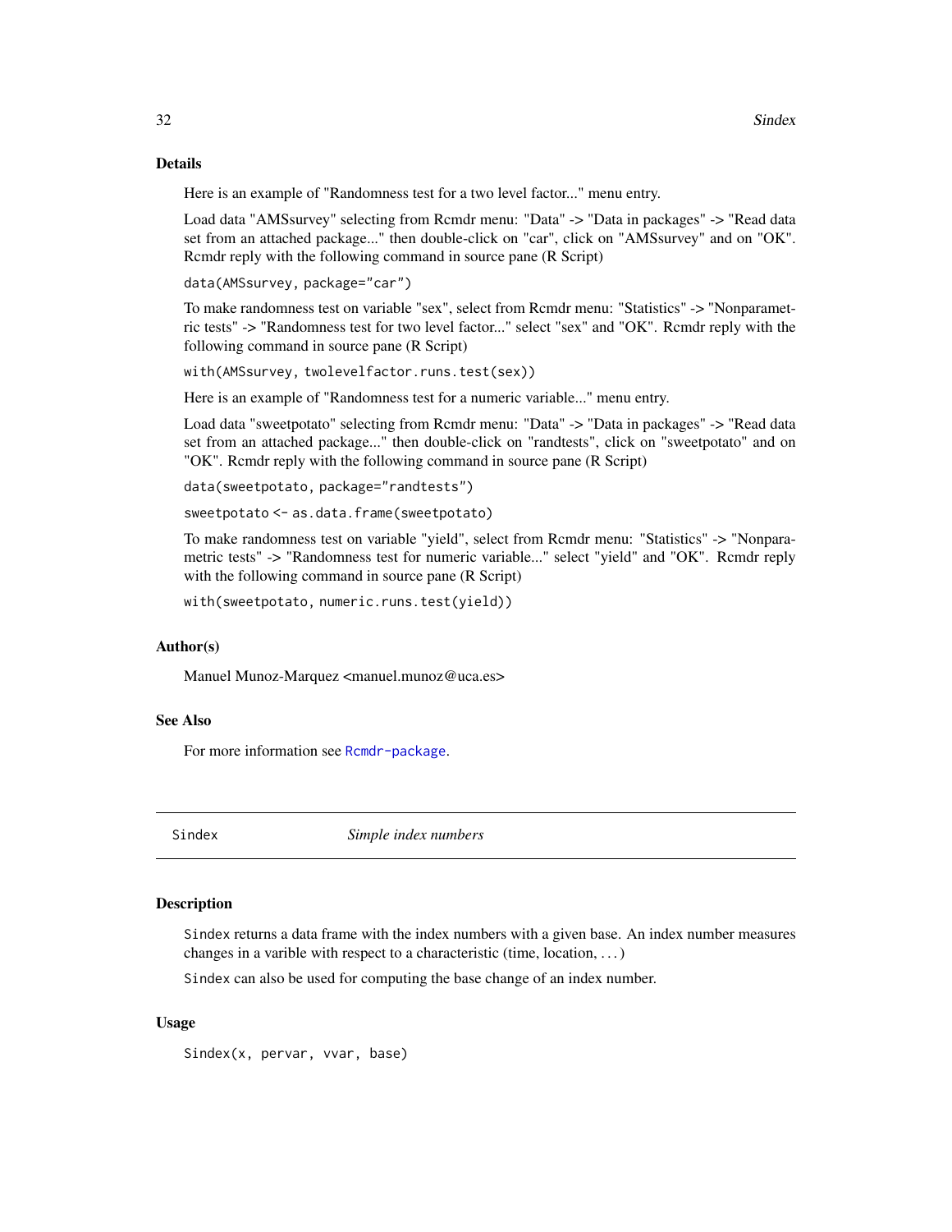## Details

Here is an example of "Randomness test for a two level factor..." menu entry.

Load data "AMSsurvey" selecting from Rcmdr menu: "Data" -> "Data in packages" -> "Read data set from an attached package..." then double-click on "car", click on "AMSsurvey" and on "OK". Rcmdr reply with the following command in source pane (R Script)

```
data(AMSsurvey, package="car")
```

To make randomness test on variable "sex", select from Rcmdr menu: "Statistics" -> "Nonparametric tests" -> "Randomness test for two level factor..." select "sex" and "OK". Rcmdr reply with the following command in source pane (R Script)

```
with(AMSsurvey, twolevelfactor.runs.test(sex))
```

Here is an example of "Randomness test for a numeric variable..." menu entry.

Load data "sweetpotato" selecting from Rcmdr menu: "Data" -> "Data in packages" -> "Read data set from an attached package..." then double-click on "randtests", click on "sweetpotato" and on "OK". Rcmdr reply with the following command in source pane (R Script)

```
data(sweetpotato, package="randtests")
sweetpotato <- as.data.frame(sweetpotato)
```

To make randomness test on variable "yield", select from Rcmdr menu: "Statistics" -> "Nonparametric tests" -> "Randomness test for numeric variable..." select "yield" and "OK". Rcmdr reply with the following command in source pane (R Script)

```
with(sweetpotato, numeric.runs.test(yield))
```

## Author(s)

Manuel Munoz-Marquez <manuel.munoz@uca.es>

## See Also

For more information see Rcmdr-package.

---

# Sindex — *Simple index numbers*

## Description

Sindex returns a data frame with the index numbers with a given base. An index number measures changes in a varible with respect to a characteristic (time, location, . . . )

Sindex can also be used for computing the base change of an index number.

## Usage

```
Sindex(x, pervar, vvar, base)
```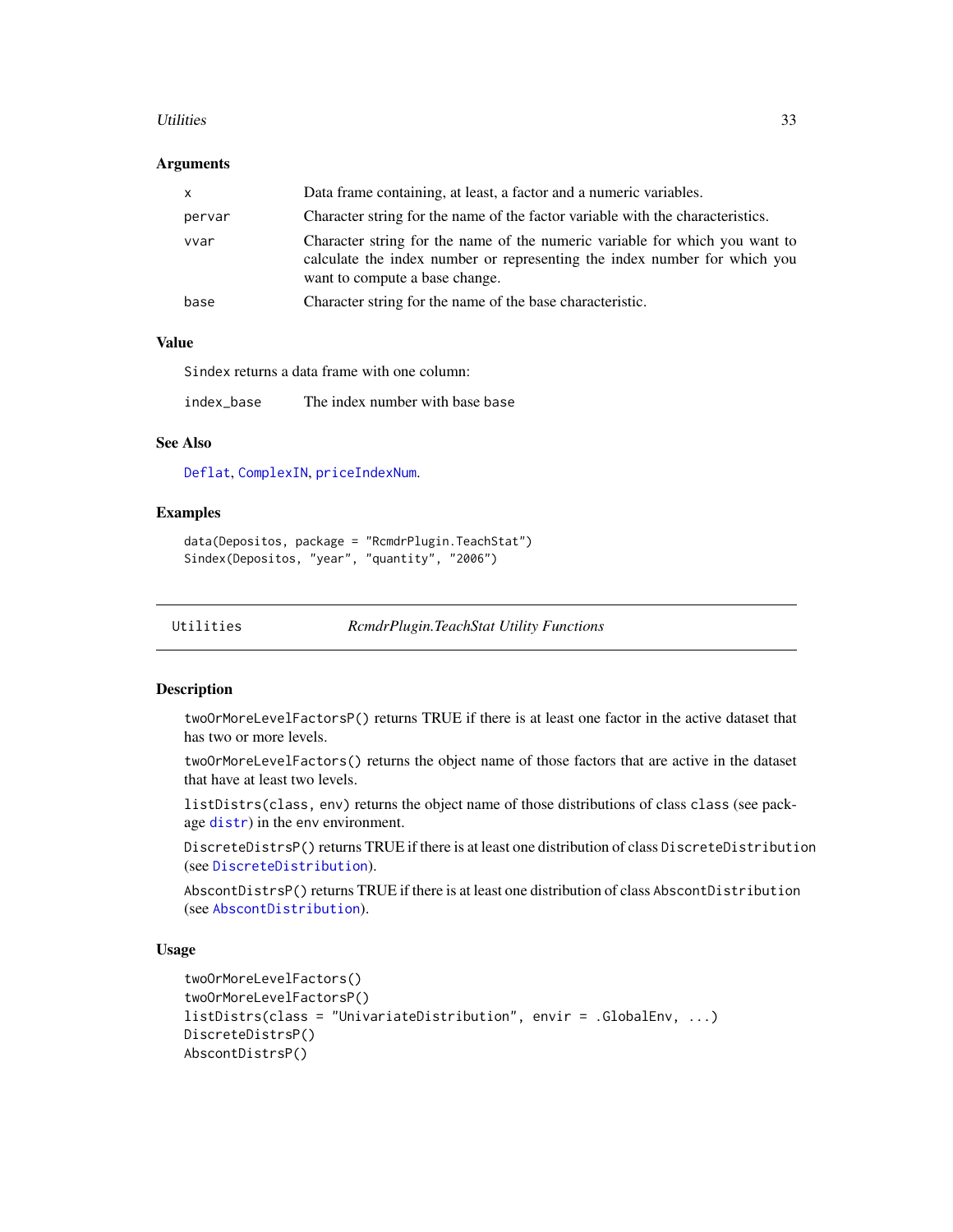### Arguments

| | |
|---|---|
| x | Data frame containing, at least, a factor and a numeric variables. |
| pervar | Character string for the name of the factor variable with the characteristics. |
| vvar | Character string for the name of the numeric variable for which you want to calculate the index number or representing the index number for which you want to compute a base change. |
| base | Character string for the name of the base characteristic. |

### Value

Sindex returns a data frame with one column:

| | |
|---|---|
| index_base | The index number with base base |

### See Also

Deflat, ComplexIN, priceIndexNum.

### Examples

```
data(Depositos, package = "RcmdrPlugin.TeachStat")
Sindex(Depositos, "year", "quantity", "2006")
```

---

## Utilities — *RcmdrPlugin.TeachStat Utility Functions*

---

### Description

twoOrMoreLevelFactorsP() returns TRUE if there is at least one factor in the active dataset that has two or more levels.

twoOrMoreLevelFactors() returns the object name of those factors that are active in the dataset that have at least two levels.

listDistrs(class, env) returns the object name of those distributions of class class (see package distr) in the env environment.

DiscreteDistrsP() returns TRUE if there is at least one distribution of class DiscreteDistribution (see DiscreteDistribution).

AbscontDistrsP() returns TRUE if there is at least one distribution of class AbscontDistribution (see AbscontDistribution).

### Usage

```
twoOrMoreLevelFactors()
twoOrMoreLevelFactorsP()
listDistrs(class = "UnivariateDistribution", envir = .GlobalEnv, ...)
DiscreteDistrsP()
AbscontDistrsP()
```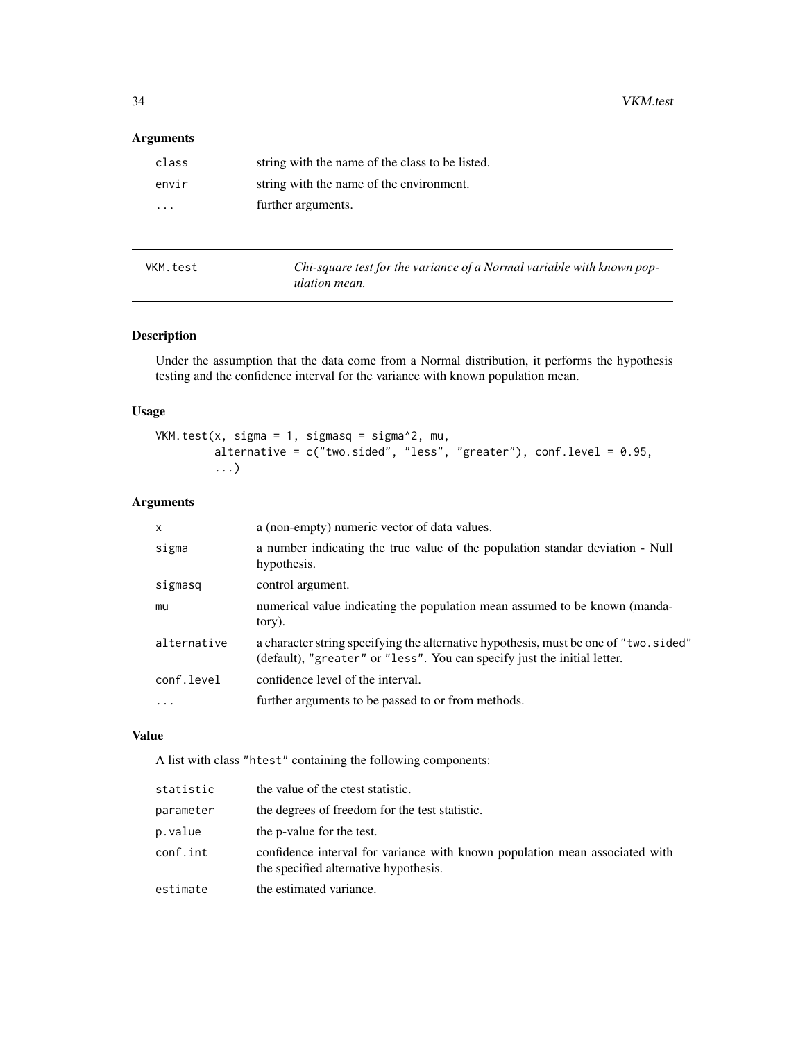## Arguments

| | |
|---|---|
| `class` | string with the name of the class to be listed. |
| `envir` | string with the name of the environment. |
| `...` | further arguments. |

---

# VKM.test — *Chi-square test for the variance of a Normal variable with known population mean.*

---

## Description

Under the assumption that the data come from a Normal distribution, it performs the hypothesis testing and the confidence interval for the variance with known population mean.

## Usage

```
VKM.test(x, sigma = 1, sigmasq = sigma^2, mu,
        alternative = c("two.sided", "less", "greater"), conf.level = 0.95,
        ...)
```

## Arguments

| | |
|---|---|
| `x` | a (non-empty) numeric vector of data values. |
| `sigma` | a number indicating the true value of the population standar deviation - Null hypothesis. |
| `sigmasq` | control argument. |
| `mu` | numerical value indicating the population mean assumed to be known (mandatory). |
| `alternative` | a character string specifying the alternative hypothesis, must be one of "two.sided" (default), "greater" or "less". You can specify just the initial letter. |
| `conf.level` | confidence level of the interval. |
| `...` | further arguments to be passed to or from methods. |

## Value

A list with class "htest" containing the following components:

| | |
|---|---|
| `statistic` | the value of the ctest statistic. |
| `parameter` | the degrees of freedom for the test statistic. |
| `p.value` | the p-value for the test. |
| `conf.int` | confidence interval for variance with known population mean associated with the specified alternative hypothesis. |
| `estimate` | the estimated variance. |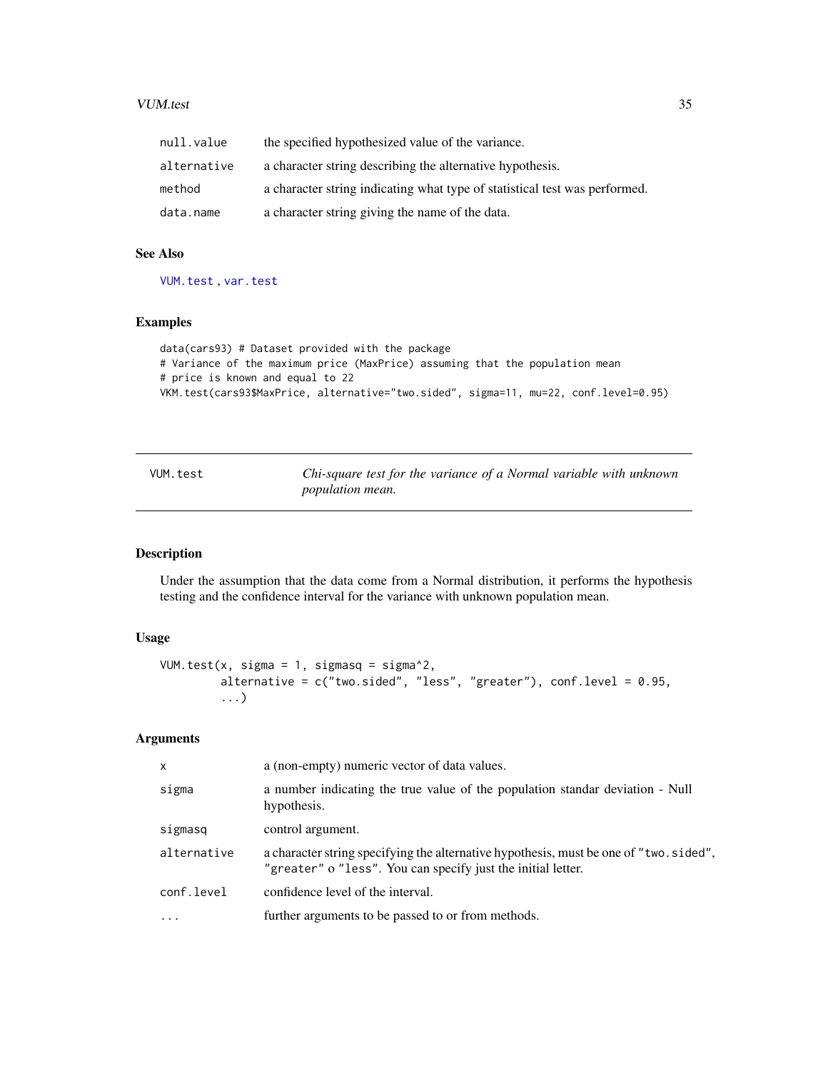| | |
|---|---|
| null.value | the specified hypothesized value of the variance. |
| alternative | a character string describing the alternative hypothesis. |
| method | a character string indicating what type of statistical test was performed. |
| data.name | a character string giving the name of the data. |

### See Also

VUM.test , var.test

### Examples

```
data(cars93) # Dataset provided with the package
# Variance of the maximum price (MaxPrice) assuming that the population mean
# price is known and equal to 22
VKM.test(cars93$MaxPrice, alternative="two.sided", sigma=11, mu=22, conf.level=0.95)
```

---

## VUM.test — *Chi-square test for the variance of a Normal variable with unknown population mean.*

### Description

Under the assumption that the data come from a Normal distribution, it performs the hypothesis testing and the confidence interval for the variance with unknown population mean.

### Usage

```
VUM.test(x, sigma = 1, sigmasq = sigma^2,
        alternative = c("two.sided", "less", "greater"), conf.level = 0.95,
        ...)
```

### Arguments

| | |
|---|---|
| x | a (non-empty) numeric vector of data values. |
| sigma | a number indicating the true value of the population standar deviation - Null hypothesis. |
| sigmasq | control argument. |
| alternative | a character string specifying the alternative hypothesis, must be one of "two.sided", "greater" o "less". You can specify just the initial letter. |
| conf.level | confidence level of the interval. |
| ... | further arguments to be passed to or from methods. |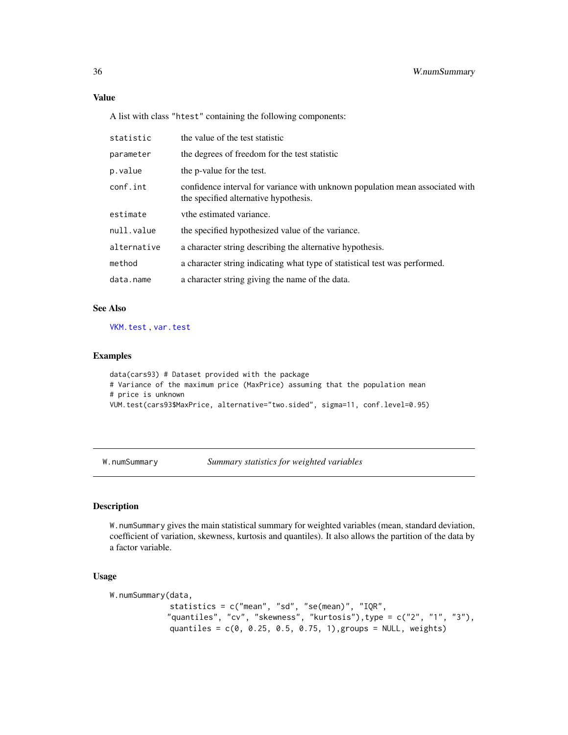### Value

A list with class "htest" containing the following components:

| | |
|---|---|
| statistic | the value of the test statistic |
| parameter | the degrees of freedom for the test statistic |
| p.value | the p-value for the test. |
| conf.int | confidence interval for variance with unknown population mean associated with the specified alternative hypothesis. |
| estimate | vthe estimated variance. |
| null.value | the specified hypothesized value of the variance. |
| alternative | a character string describing the alternative hypothesis. |
| method | a character string indicating what type of statistical test was performed. |
| data.name | a character string giving the name of the data. |

### See Also

VKM.test, var.test

### Examples

```
data(cars93) # Dataset provided with the package
# Variance of the maximum price (MaxPrice) assuming that the population mean
# price is unknown
VUM.test(cars93$MaxPrice, alternative="two.sided", sigma=11, conf.level=0.95)
```

---

## W.numSummary *Summary statistics for weighted variables*

### Description

W.numSummary gives the main statistical summary for weighted variables (mean, standard deviation, coefficient of variation, skewness, kurtosis and quantiles). It also allows the partition of the data by a factor variable.

### Usage

```
W.numSummary(data,
            statistics = c("mean", "sd", "se(mean)", "IQR",
           "quantiles", "cv", "skewness", "kurtosis"),type = c("2", "1", "3"),
            quantiles = c(0, 0.25, 0.5, 0.75, 1),groups = NULL, weights)
```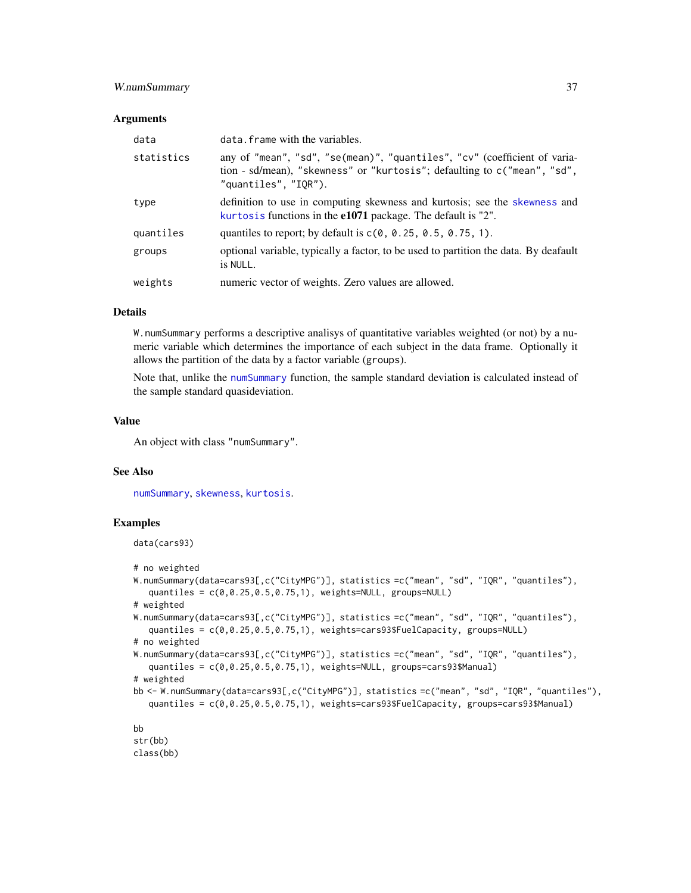### Arguments

| | |
|---|---|
| `data` | `data.frame` with the variables. |
| `statistics` | any of "mean", "sd", "se(mean)", "quantiles", "cv" (coefficient of variation - sd/mean), "skewness" or "kurtosis"; defaulting to `c("mean", "sd", "quantiles", "IQR")`. |
| `type` | definition to use in computing skewness and kurtosis; see the `skewness` and `kurtosis` functions in the **e1071** package. The default is "2". |
| `quantiles` | quantiles to report; by default is `c(0, 0.25, 0.5, 0.75, 1)`. |
| `groups` | optional variable, typically a factor, to be used to partition the data. By deafault is `NULL`. |
| `weights` | numeric vector of weights. Zero values are allowed. |

### Details

`W.numSummary` performs a descriptive analisys of quantitative variables weighted (or not) by a numeric variable which determines the importance of each subject in the data frame. Optionally it allows the partition of the data by a factor variable (`groups`).

Note that, unlike the `numSummary` function, the sample standard deviation is calculated instead of the sample standard quasideviation.

### Value

An object with class "numSummary".

### See Also

`numSummary`, `skewness`, `kurtosis`.

### Examples

```
data(cars93)

# no weighted
W.numSummary(data=cars93[,c("CityMPG")], statistics =c("mean", "sd", "IQR", "quantiles"),
   quantiles = c(0,0.25,0.5,0.75,1), weights=NULL, groups=NULL)
# weighted
W.numSummary(data=cars93[,c("CityMPG")], statistics =c("mean", "sd", "IQR", "quantiles"),
   quantiles = c(0,0.25,0.5,0.75,1), weights=cars93$FuelCapacity, groups=NULL)
# no weighted
W.numSummary(data=cars93[,c("CityMPG")], statistics =c("mean", "sd", "IQR", "quantiles"),
   quantiles = c(0,0.25,0.5,0.75,1), weights=NULL, groups=cars93$Manual)
# weighted
bb <- W.numSummary(data=cars93[,c("CityMPG")], statistics =c("mean", "sd", "IQR", "quantiles"),
   quantiles = c(0,0.25,0.5,0.75,1), weights=cars93$FuelCapacity, groups=cars93$Manual)

bb
str(bb)
class(bb)
```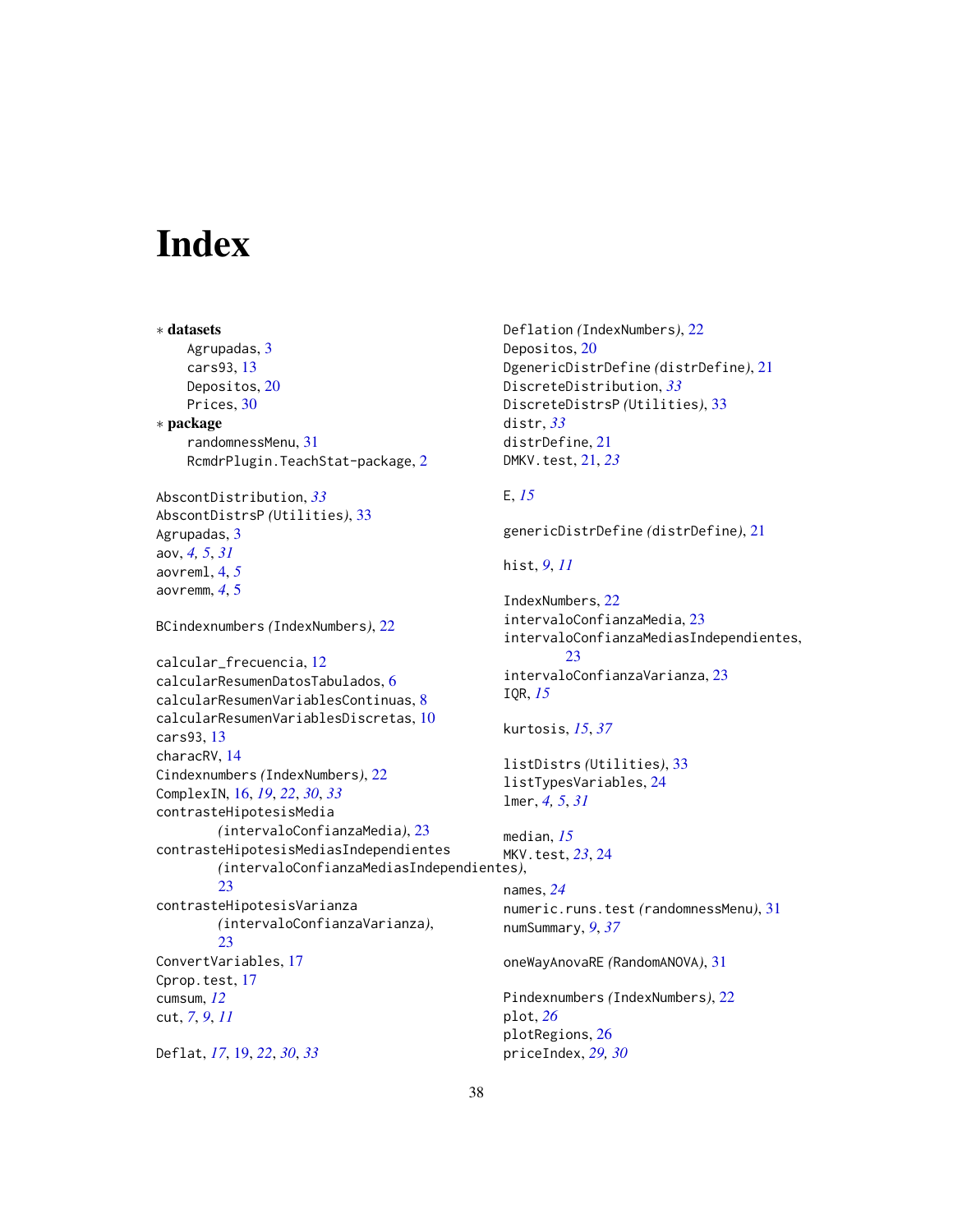# Index

∗ **datasets**
- Agrupadas, 3
- cars93, 13
- Depositos, 20
- Prices, 30

∗ **package**
- randomnessMenu, 31
- RcmdrPlugin.TeachStat-package, 2

AbscontDistribution, *33*
AbscontDistrsP *(Utilities)*, 33
Agrupadas, 3
aov, *4, 5*, *31*
aovreml, 4, *5*
aovremm, *4*, 5

BCindexnumbers *(IndexNumbers)*, 22

calcular_frecuencia, 12
calcularResumenDatosTabulados, 6
calcularResumenVariablesContinuas, 8
calcularResumenVariablesDiscretas, 10
cars93, 13
characRV, 14
Cindexnumbers *(IndexNumbers)*, 22
ComplexIN, 16, *19*, *22*, *30*, *33*
contrasteHipotesisMedia *(intervaloConfianzaMedia)*, 23
contrasteHipotesisMediasIndependientes *(intervaloConfianzaMediasIndependientes)*, 23
contrasteHipotesisVarianza *(intervaloConfianzaVarianza)*, 23
ConvertVariables, 17
Cprop.test, 17
cumsum, *12*
cut, *7*, *9*, *11*

Deflat, *17*, 19, *22*, *30*, *33*
Deflation *(IndexNumbers)*, 22
Depositos, 20
DgenericDistrDefine *(distrDefine)*, 21
DiscreteDistribution, *33*
DiscreteDistrsP *(Utilities)*, 33
distr, *33*
distrDefine, 21
DMKV.test, 21, *23*

E, *15*

genericDistrDefine *(distrDefine)*, 21

hist, *9*, *11*

IndexNumbers, 22
intervaloConfianzaMedia, 23
intervaloConfianzaMediasIndependientes, 23
intervaloConfianzaVarianza, 23
IQR, *15*

kurtosis, *15*, *37*

listDistrs *(Utilities)*, 33
listTypesVariables, 24
lmer, *4, 5*, *31*

median, *15*
MKV.test, *23*, 24

names, *24*
numeric.runs.test *(randomnessMenu)*, 31
numSummary, *9*, *37*

oneWayAnovaRE *(RandomANOVA)*, 31

Pindexnumbers *(IndexNumbers)*, 22
plot, *26*
plotRegions, 26
priceIndex, *29, 30*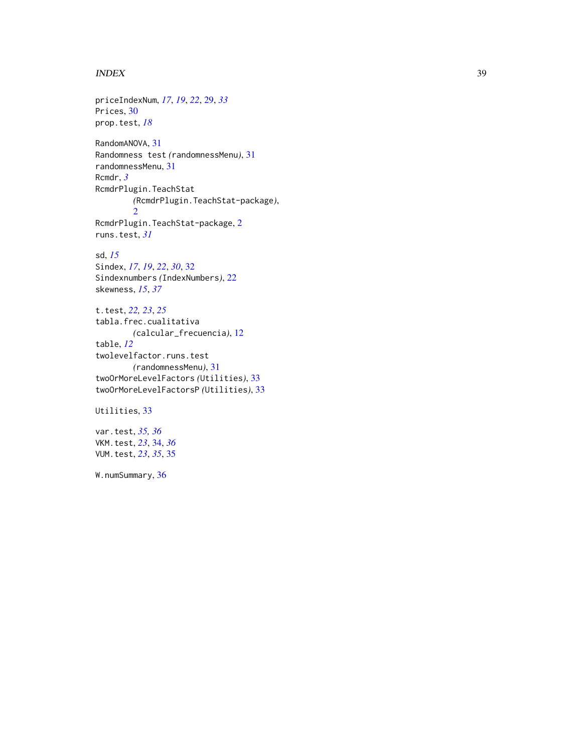priceIndexNum, *17*, *19*, *22*, 29, *33*
Prices, 30
prop.test, *18*

RandomANOVA, 31
Randomness test *(*randomnessMenu*)*, 31
randomnessMenu, 31
Rcmdr, *3*
RcmdrPlugin.TeachStat
        *(*RcmdrPlugin.TeachStat-package*)*,
        2
RcmdrPlugin.TeachStat-package, 2
runs.test, *31*

sd, *15*
Sindex, *17*, *19*, *22*, *30*, 32
Sindexnumbers *(*IndexNumbers*)*, 22
skewness, *15*, *37*

t.test, *22, 23*, *25*
tabla.frec.cualitativa
        *(*calcular_frecuencia*)*, 12
table, *12*
twolevelfactor.runs.test
        *(*randomnessMenu*)*, 31
twoOrMoreLevelFactors *(*Utilities*)*, 33
twoOrMoreLevelFactorsP *(*Utilities*)*, 33

Utilities, 33

var.test, *35, 36*
VKM.test, *23*, 34, *36*
VUM.test, *23*, *35*, 35

W.numSummary, 36